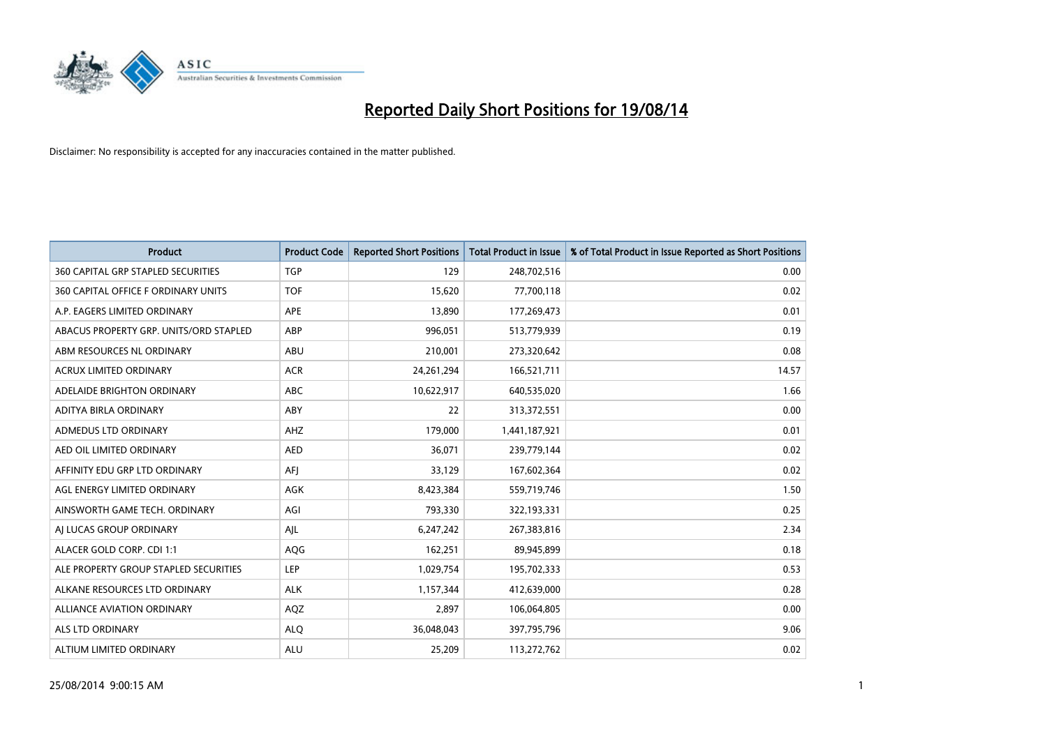# Reported Daily Short Positions for 19/08/14

Disclaimer: No responsibility is accepted for any inaccuracies contained in the matter published.

| Product | Product Code | Reported Short Positions | Total Product in Issue | % of Total Product in Issue Reported as Short Positions |
|---|---|---|---|---|
| 360 CAPITAL GRP STAPLED SECURITIES | TGP | 129 | 248,702,516 | 0.00 |
| 360 CAPITAL OFFICE F ORDINARY UNITS | TOF | 15,620 | 77,700,118 | 0.02 |
| A.P. EAGERS LIMITED ORDINARY | APE | 13,890 | 177,269,473 | 0.01 |
| ABACUS PROPERTY GRP. UNITS/ORD STAPLED | ABP | 996,051 | 513,779,939 | 0.19 |
| ABM RESOURCES NL ORDINARY | ABU | 210,001 | 273,320,642 | 0.08 |
| ACRUX LIMITED ORDINARY | ACR | 24,261,294 | 166,521,711 | 14.57 |
| ADELAIDE BRIGHTON ORDINARY | ABC | 10,622,917 | 640,535,020 | 1.66 |
| ADITYA BIRLA ORDINARY | ABY | 22 | 313,372,551 | 0.00 |
| ADMEDUS LTD ORDINARY | AHZ | 179,000 | 1,441,187,921 | 0.01 |
| AED OIL LIMITED ORDINARY | AED | 36,071 | 239,779,144 | 0.02 |
| AFFINITY EDU GRP LTD ORDINARY | AFJ | 33,129 | 167,602,364 | 0.02 |
| AGL ENERGY LIMITED ORDINARY | AGK | 8,423,384 | 559,719,746 | 1.50 |
| AINSWORTH GAME TECH. ORDINARY | AGI | 793,330 | 322,193,331 | 0.25 |
| AJ LUCAS GROUP ORDINARY | AJL | 6,247,242 | 267,383,816 | 2.34 |
| ALACER GOLD CORP. CDI 1:1 | AQG | 162,251 | 89,945,899 | 0.18 |
| ALE PROPERTY GROUP STAPLED SECURITIES | LEP | 1,029,754 | 195,702,333 | 0.53 |
| ALKANE RESOURCES LTD ORDINARY | ALK | 1,157,344 | 412,639,000 | 0.28 |
| ALLIANCE AVIATION ORDINARY | AQZ | 2,897 | 106,064,805 | 0.00 |
| ALS LTD ORDINARY | ALQ | 36,048,043 | 397,795,796 | 9.06 |
| ALTIUM LIMITED ORDINARY | ALU | 25,209 | 113,272,762 | 0.02 |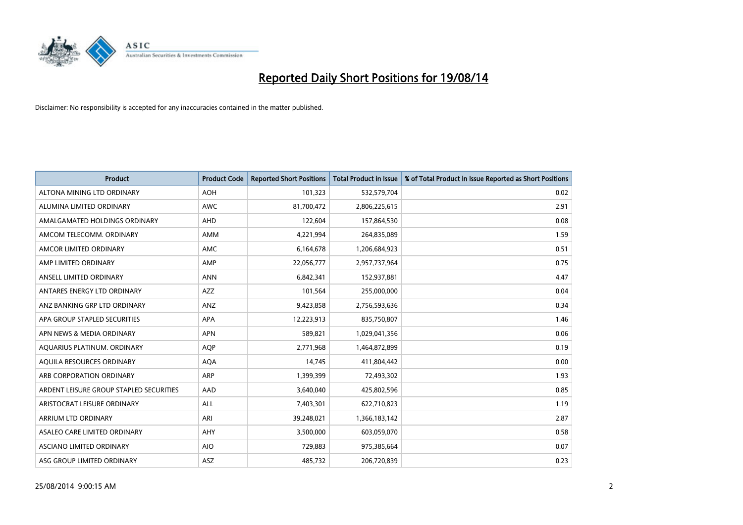# Reported Daily Short Positions for 19/08/14

Disclaimer: No responsibility is accepted for any inaccuracies contained in the matter published.

| Product | Product Code | Reported Short Positions | Total Product in Issue | % of Total Product in Issue Reported as Short Positions |
|---|---|---|---|---|
| ALTONA MINING LTD ORDINARY | AOH | 101,323 | 532,579,704 | 0.02 |
| ALUMINA LIMITED ORDINARY | AWC | 81,700,472 | 2,806,225,615 | 2.91 |
| AMALGAMATED HOLDINGS ORDINARY | AHD | 122,604 | 157,864,530 | 0.08 |
| AMCOM TELECOMM. ORDINARY | AMM | 4,221,994 | 264,835,089 | 1.59 |
| AMCOR LIMITED ORDINARY | AMC | 6,164,678 | 1,206,684,923 | 0.51 |
| AMP LIMITED ORDINARY | AMP | 22,056,777 | 2,957,737,964 | 0.75 |
| ANSELL LIMITED ORDINARY | ANN | 6,842,341 | 152,937,881 | 4.47 |
| ANTARES ENERGY LTD ORDINARY | AZZ | 101,564 | 255,000,000 | 0.04 |
| ANZ BANKING GRP LTD ORDINARY | ANZ | 9,423,858 | 2,756,593,636 | 0.34 |
| APA GROUP STAPLED SECURITIES | APA | 12,223,913 | 835,750,807 | 1.46 |
| APN NEWS & MEDIA ORDINARY | APN | 589,821 | 1,029,041,356 | 0.06 |
| AQUARIUS PLATINUM. ORDINARY | AQP | 2,771,968 | 1,464,872,899 | 0.19 |
| AQUILA RESOURCES ORDINARY | AQA | 14,745 | 411,804,442 | 0.00 |
| ARB CORPORATION ORDINARY | ARP | 1,399,399 | 72,493,302 | 1.93 |
| ARDENT LEISURE GROUP STAPLED SECURITIES | AAD | 3,640,040 | 425,802,596 | 0.85 |
| ARISTOCRAT LEISURE ORDINARY | ALL | 7,403,301 | 622,710,823 | 1.19 |
| ARRIUM LTD ORDINARY | ARI | 39,248,021 | 1,366,183,142 | 2.87 |
| ASALEO CARE LIMITED ORDINARY | AHY | 3,500,000 | 603,059,070 | 0.58 |
| ASCIANO LIMITED ORDINARY | AIO | 729,883 | 975,385,664 | 0.07 |
| ASG GROUP LIMITED ORDINARY | ASZ | 485,732 | 206,720,839 | 0.23 |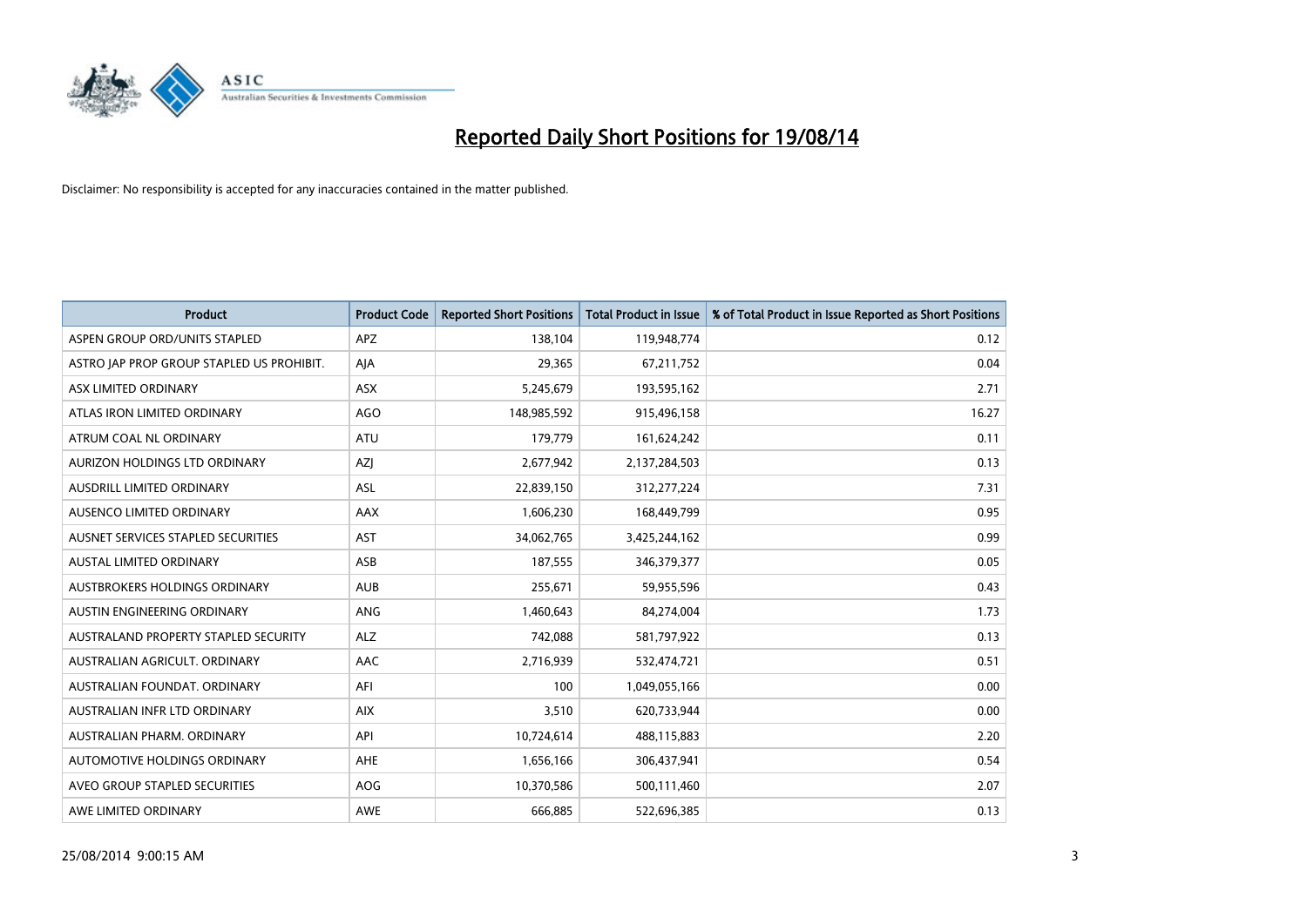# Reported Daily Short Positions for 19/08/14

Disclaimer: No responsibility is accepted for any inaccuracies contained in the matter published.

| Product | Product Code | Reported Short Positions | Total Product in Issue | % of Total Product in Issue Reported as Short Positions |
|---|---|---|---|---|
| ASPEN GROUP ORD/UNITS STAPLED | APZ | 138,104 | 119,948,774 | 0.12 |
| ASTRO JAP PROP GROUP STAPLED US PROHIBIT. | AJA | 29,365 | 67,211,752 | 0.04 |
| ASX LIMITED ORDINARY | ASX | 5,245,679 | 193,595,162 | 2.71 |
| ATLAS IRON LIMITED ORDINARY | AGO | 148,985,592 | 915,496,158 | 16.27 |
| ATRUM COAL NL ORDINARY | ATU | 179,779 | 161,624,242 | 0.11 |
| AURIZON HOLDINGS LTD ORDINARY | AZJ | 2,677,942 | 2,137,284,503 | 0.13 |
| AUSDRILL LIMITED ORDINARY | ASL | 22,839,150 | 312,277,224 | 7.31 |
| AUSENCO LIMITED ORDINARY | AAX | 1,606,230 | 168,449,799 | 0.95 |
| AUSNET SERVICES STAPLED SECURITIES | AST | 34,062,765 | 3,425,244,162 | 0.99 |
| AUSTAL LIMITED ORDINARY | ASB | 187,555 | 346,379,377 | 0.05 |
| AUSTBROKERS HOLDINGS ORDINARY | AUB | 255,671 | 59,955,596 | 0.43 |
| AUSTIN ENGINEERING ORDINARY | ANG | 1,460,643 | 84,274,004 | 1.73 |
| AUSTRALAND PROPERTY STAPLED SECURITY | ALZ | 742,088 | 581,797,922 | 0.13 |
| AUSTRALIAN AGRICULT. ORDINARY | AAC | 2,716,939 | 532,474,721 | 0.51 |
| AUSTRALIAN FOUNDAT. ORDINARY | AFI | 100 | 1,049,055,166 | 0.00 |
| AUSTRALIAN INFR LTD ORDINARY | AIX | 3,510 | 620,733,944 | 0.00 |
| AUSTRALIAN PHARM. ORDINARY | API | 10,724,614 | 488,115,883 | 2.20 |
| AUTOMOTIVE HOLDINGS ORDINARY | AHE | 1,656,166 | 306,437,941 | 0.54 |
| AVEO GROUP STAPLED SECURITIES | AOG | 10,370,586 | 500,111,460 | 2.07 |
| AWE LIMITED ORDINARY | AWE | 666,885 | 522,696,385 | 0.13 |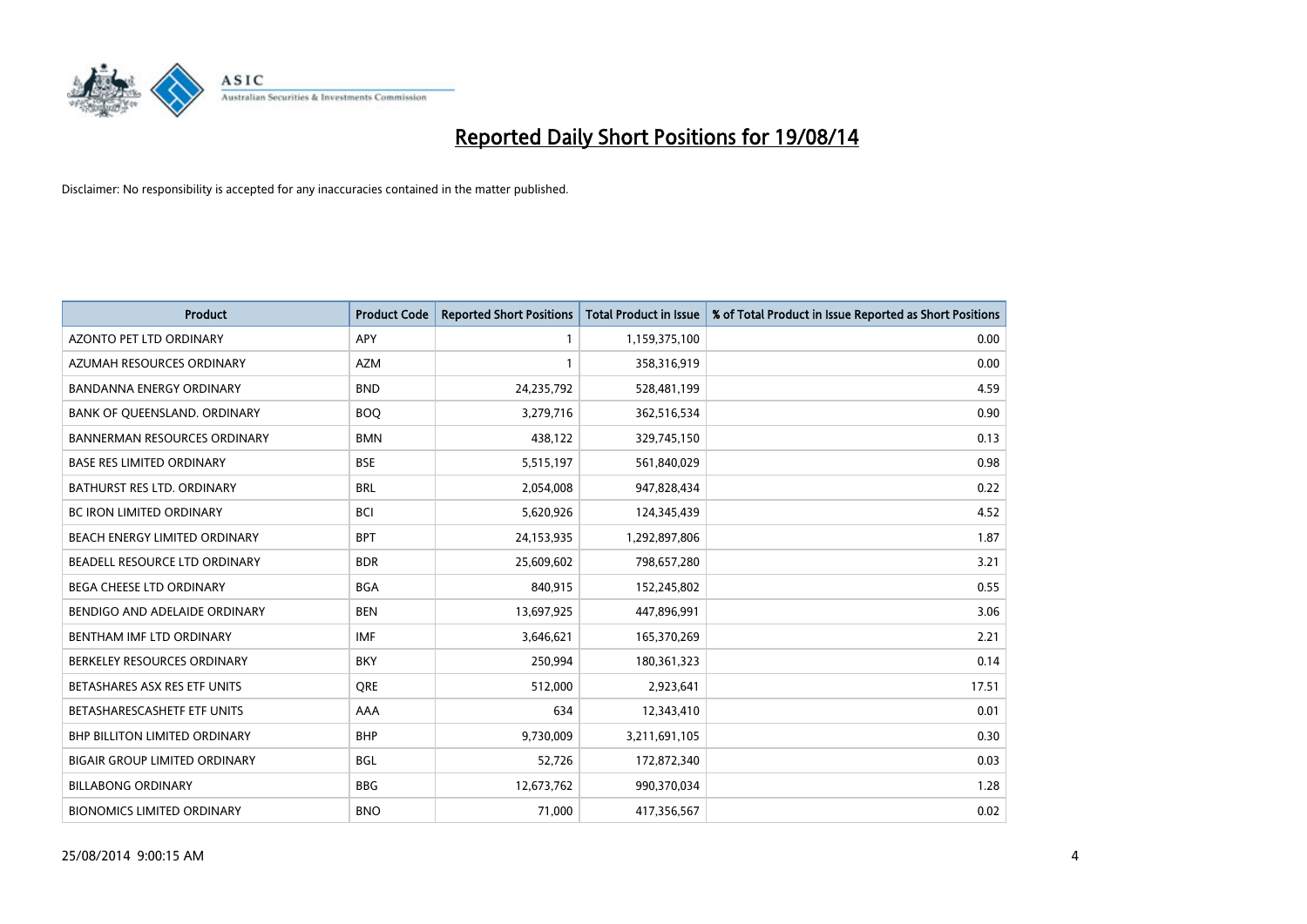# Reported Daily Short Positions for 19/08/14

Disclaimer: No responsibility is accepted for any inaccuracies contained in the matter published.

| Product | Product Code | Reported Short Positions | Total Product in Issue | % of Total Product in Issue Reported as Short Positions |
| --- | --- | --- | --- | --- |
| AZONTO PET LTD ORDINARY | APY | 1 | 1,159,375,100 | 0.00 |
| AZUMAH RESOURCES ORDINARY | AZM | 1 | 358,316,919 | 0.00 |
| BANDANNA ENERGY ORDINARY | BND | 24,235,792 | 528,481,199 | 4.59 |
| BANK OF QUEENSLAND. ORDINARY | BOQ | 3,279,716 | 362,516,534 | 0.90 |
| BANNERMAN RESOURCES ORDINARY | BMN | 438,122 | 329,745,150 | 0.13 |
| BASE RES LIMITED ORDINARY | BSE | 5,515,197 | 561,840,029 | 0.98 |
| BATHURST RES LTD. ORDINARY | BRL | 2,054,008 | 947,828,434 | 0.22 |
| BC IRON LIMITED ORDINARY | BCI | 5,620,926 | 124,345,439 | 4.52 |
| BEACH ENERGY LIMITED ORDINARY | BPT | 24,153,935 | 1,292,897,806 | 1.87 |
| BEADELL RESOURCE LTD ORDINARY | BDR | 25,609,602 | 798,657,280 | 3.21 |
| BEGA CHEESE LTD ORDINARY | BGA | 840,915 | 152,245,802 | 0.55 |
| BENDIGO AND ADELAIDE ORDINARY | BEN | 13,697,925 | 447,896,991 | 3.06 |
| BENTHAM IMF LTD ORDINARY | IMF | 3,646,621 | 165,370,269 | 2.21 |
| BERKELEY RESOURCES ORDINARY | BKY | 250,994 | 180,361,323 | 0.14 |
| BETASHARES ASX RES ETF UNITS | QRE | 512,000 | 2,923,641 | 17.51 |
| BETASHARESCASHETF ETF UNITS | AAA | 634 | 12,343,410 | 0.01 |
| BHP BILLITON LIMITED ORDINARY | BHP | 9,730,009 | 3,211,691,105 | 0.30 |
| BIGAIR GROUP LIMITED ORDINARY | BGL | 52,726 | 172,872,340 | 0.03 |
| BILLABONG ORDINARY | BBG | 12,673,762 | 990,370,034 | 1.28 |
| BIONOMICS LIMITED ORDINARY | BNO | 71,000 | 417,356,567 | 0.02 |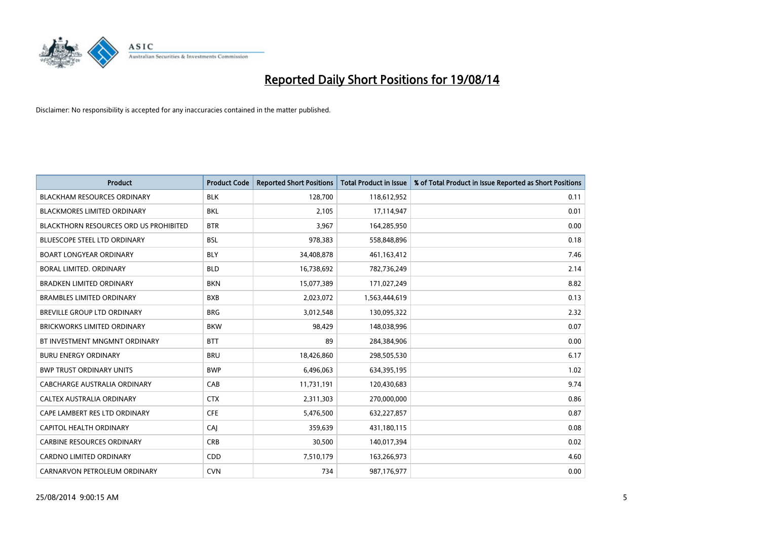# Reported Daily Short Positions for 19/08/14

Disclaimer: No responsibility is accepted for any inaccuracies contained in the matter published.

| Product | Product Code | Reported Short Positions | Total Product in Issue | % of Total Product in Issue Reported as Short Positions |
|---|---|---|---|---|
| BLACKHAM RESOURCES ORDINARY | BLK | 128,700 | 118,612,952 | 0.11 |
| BLACKMORES LIMITED ORDINARY | BKL | 2,105 | 17,114,947 | 0.01 |
| BLACKTHORN RESOURCES ORD US PROHIBITED | BTR | 3,967 | 164,285,950 | 0.00 |
| BLUESCOPE STEEL LTD ORDINARY | BSL | 978,383 | 558,848,896 | 0.18 |
| BOART LONGYEAR ORDINARY | BLY | 34,408,878 | 461,163,412 | 7.46 |
| BORAL LIMITED. ORDINARY | BLD | 16,738,692 | 782,736,249 | 2.14 |
| BRADKEN LIMITED ORDINARY | BKN | 15,077,389 | 171,027,249 | 8.82 |
| BRAMBLES LIMITED ORDINARY | BXB | 2,023,072 | 1,563,444,619 | 0.13 |
| BREVILLE GROUP LTD ORDINARY | BRG | 3,012,548 | 130,095,322 | 2.32 |
| BRICKWORKS LIMITED ORDINARY | BKW | 98,429 | 148,038,996 | 0.07 |
| BT INVESTMENT MNGMNT ORDINARY | BTT | 89 | 284,384,906 | 0.00 |
| BURU ENERGY ORDINARY | BRU | 18,426,860 | 298,505,530 | 6.17 |
| BWP TRUST ORDINARY UNITS | BWP | 6,496,063 | 634,395,195 | 1.02 |
| CABCHARGE AUSTRALIA ORDINARY | CAB | 11,731,191 | 120,430,683 | 9.74 |
| CALTEX AUSTRALIA ORDINARY | CTX | 2,311,303 | 270,000,000 | 0.86 |
| CAPE LAMBERT RES LTD ORDINARY | CFE | 5,476,500 | 632,227,857 | 0.87 |
| CAPITOL HEALTH ORDINARY | CAJ | 359,639 | 431,180,115 | 0.08 |
| CARBINE RESOURCES ORDINARY | CRB | 30,500 | 140,017,394 | 0.02 |
| CARDNO LIMITED ORDINARY | CDD | 7,510,179 | 163,266,973 | 4.60 |
| CARNARVON PETROLEUM ORDINARY | CVN | 734 | 987,176,977 | 0.00 |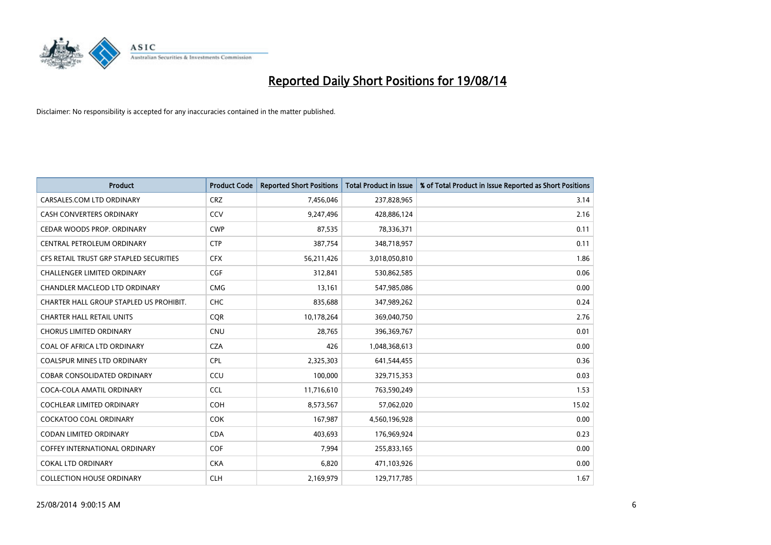# Reported Daily Short Positions for 19/08/14

Disclaimer: No responsibility is accepted for any inaccuracies contained in the matter published.

| Product | Product Code | Reported Short Positions | Total Product in Issue | % of Total Product in Issue Reported as Short Positions |
|---|---|---|---|---|
| CARSALES.COM LTD ORDINARY | CRZ | 7,456,046 | 237,828,965 | 3.14 |
| CASH CONVERTERS ORDINARY | CCV | 9,247,496 | 428,886,124 | 2.16 |
| CEDAR WOODS PROP. ORDINARY | CWP | 87,535 | 78,336,371 | 0.11 |
| CENTRAL PETROLEUM ORDINARY | CTP | 387,754 | 348,718,957 | 0.11 |
| CFS RETAIL TRUST GRP STAPLED SECURITIES | CFX | 56,211,426 | 3,018,050,810 | 1.86 |
| CHALLENGER LIMITED ORDINARY | CGF | 312,841 | 530,862,585 | 0.06 |
| CHANDLER MACLEOD LTD ORDINARY | CMG | 13,161 | 547,985,086 | 0.00 |
| CHARTER HALL GROUP STAPLED US PROHIBIT. | CHC | 835,688 | 347,989,262 | 0.24 |
| CHARTER HALL RETAIL UNITS | CQR | 10,178,264 | 369,040,750 | 2.76 |
| CHORUS LIMITED ORDINARY | CNU | 28,765 | 396,369,767 | 0.01 |
| COAL OF AFRICA LTD ORDINARY | CZA | 426 | 1,048,368,613 | 0.00 |
| COALSPUR MINES LTD ORDINARY | CPL | 2,325,303 | 641,544,455 | 0.36 |
| COBAR CONSOLIDATED ORDINARY | CCU | 100,000 | 329,715,353 | 0.03 |
| COCA-COLA AMATIL ORDINARY | CCL | 11,716,610 | 763,590,249 | 1.53 |
| COCHLEAR LIMITED ORDINARY | COH | 8,573,567 | 57,062,020 | 15.02 |
| COCKATOO COAL ORDINARY | COK | 167,987 | 4,560,196,928 | 0.00 |
| CODAN LIMITED ORDINARY | CDA | 403,693 | 176,969,924 | 0.23 |
| COFFEY INTERNATIONAL ORDINARY | COF | 7,994 | 255,833,165 | 0.00 |
| COKAL LTD ORDINARY | CKA | 6,820 | 471,103,926 | 0.00 |
| COLLECTION HOUSE ORDINARY | CLH | 2,169,979 | 129,717,785 | 1.67 |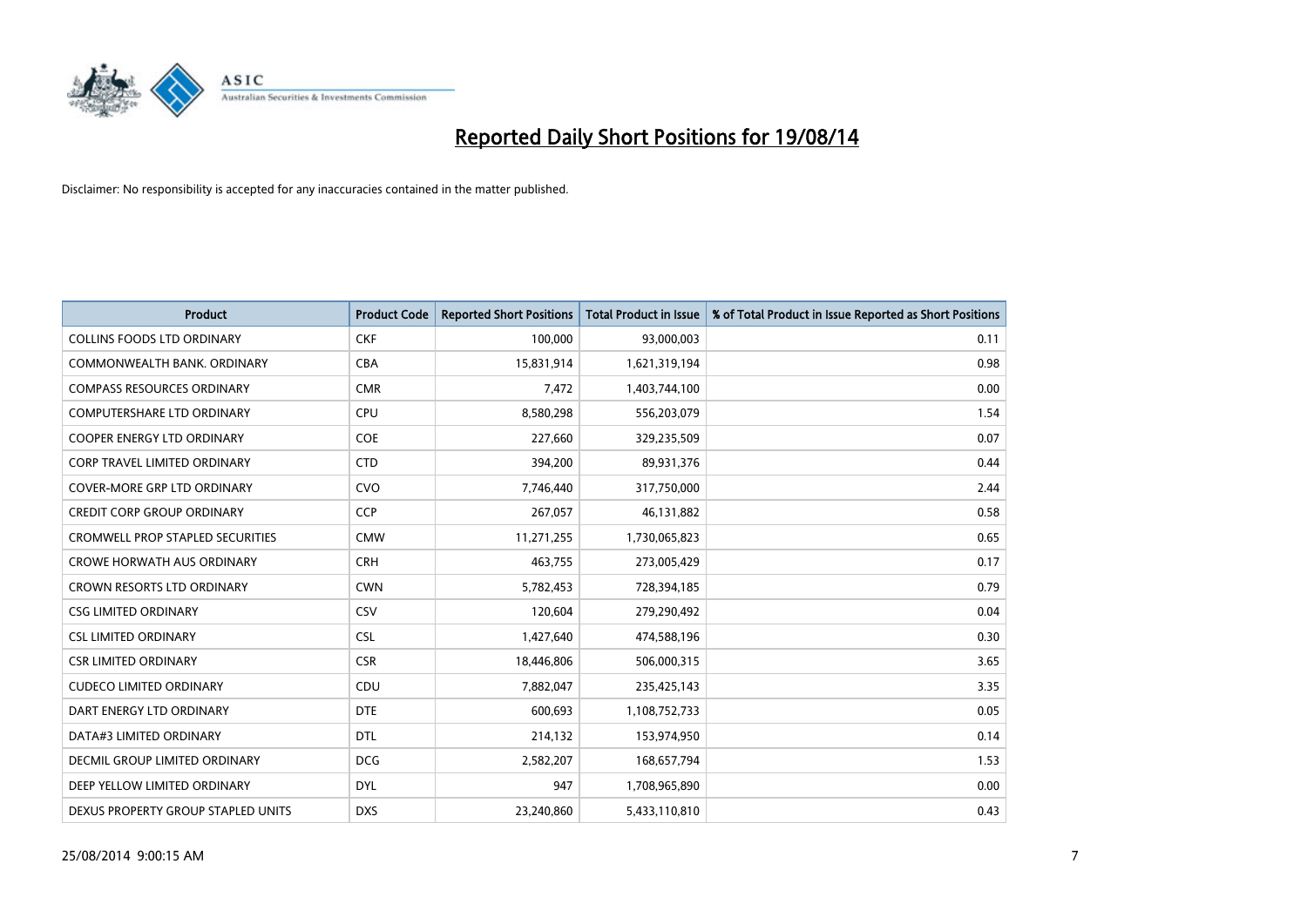# Reported Daily Short Positions for 19/08/14

Disclaimer: No responsibility is accepted for any inaccuracies contained in the matter published.

| Product | Product Code | Reported Short Positions | Total Product in Issue | % of Total Product in Issue Reported as Short Positions |
|---|---|---|---|---|
| COLLINS FOODS LTD ORDINARY | CKF | 100,000 | 93,000,003 | 0.11 |
| COMMONWEALTH BANK. ORDINARY | CBA | 15,831,914 | 1,621,319,194 | 0.98 |
| COMPASS RESOURCES ORDINARY | CMR | 7,472 | 1,403,744,100 | 0.00 |
| COMPUTERSHARE LTD ORDINARY | CPU | 8,580,298 | 556,203,079 | 1.54 |
| COOPER ENERGY LTD ORDINARY | COE | 227,660 | 329,235,509 | 0.07 |
| CORP TRAVEL LIMITED ORDINARY | CTD | 394,200 | 89,931,376 | 0.44 |
| COVER-MORE GRP LTD ORDINARY | CVO | 7,746,440 | 317,750,000 | 2.44 |
| CREDIT CORP GROUP ORDINARY | CCP | 267,057 | 46,131,882 | 0.58 |
| CROMWELL PROP STAPLED SECURITIES | CMW | 11,271,255 | 1,730,065,823 | 0.65 |
| CROWE HORWATH AUS ORDINARY | CRH | 463,755 | 273,005,429 | 0.17 |
| CROWN RESORTS LTD ORDINARY | CWN | 5,782,453 | 728,394,185 | 0.79 |
| CSG LIMITED ORDINARY | CSV | 120,604 | 279,290,492 | 0.04 |
| CSL LIMITED ORDINARY | CSL | 1,427,640 | 474,588,196 | 0.30 |
| CSR LIMITED ORDINARY | CSR | 18,446,806 | 506,000,315 | 3.65 |
| CUDECO LIMITED ORDINARY | CDU | 7,882,047 | 235,425,143 | 3.35 |
| DART ENERGY LTD ORDINARY | DTE | 600,693 | 1,108,752,733 | 0.05 |
| DATA#3 LIMITED ORDINARY | DTL | 214,132 | 153,974,950 | 0.14 |
| DECMIL GROUP LIMITED ORDINARY | DCG | 2,582,207 | 168,657,794 | 1.53 |
| DEEP YELLOW LIMITED ORDINARY | DYL | 947 | 1,708,965,890 | 0.00 |
| DEXUS PROPERTY GROUP STAPLED UNITS | DXS | 23,240,860 | 5,433,110,810 | 0.43 |

25/08/2014 9:00:15 AM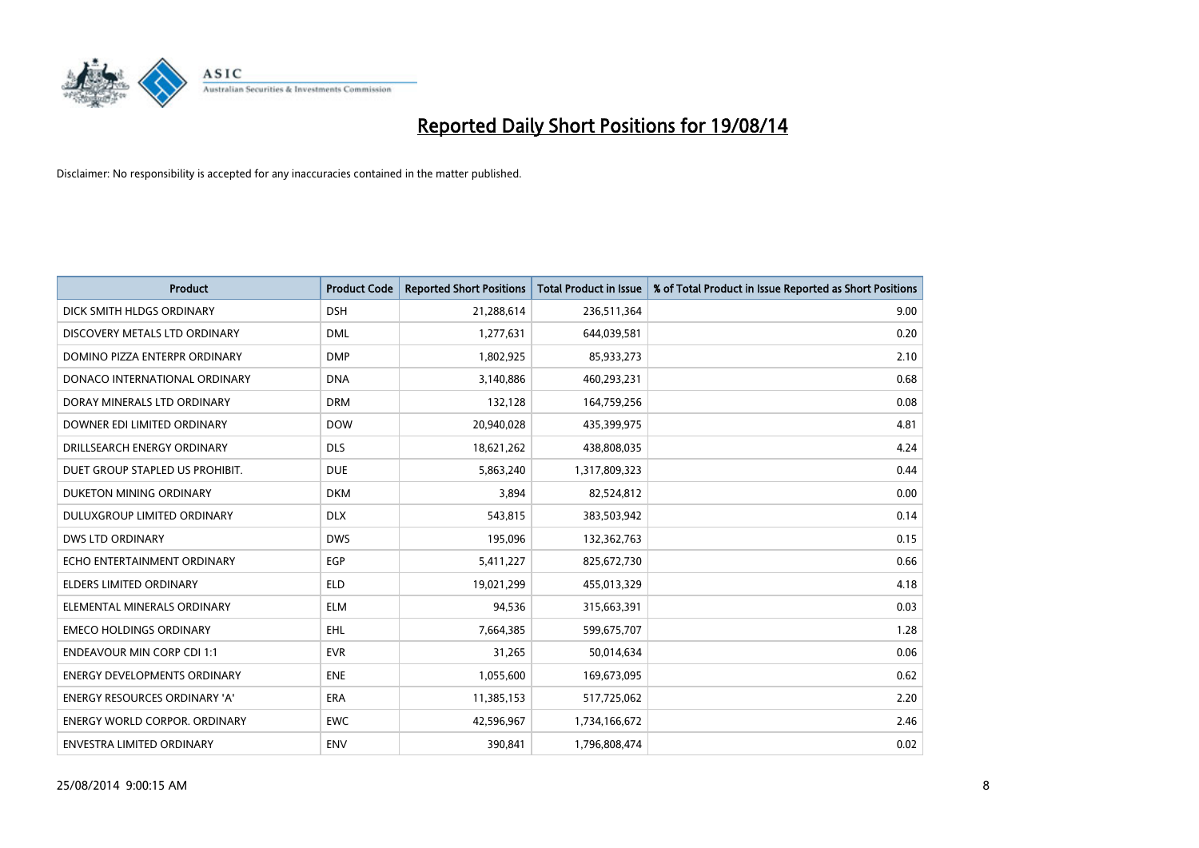# Reported Daily Short Positions for 19/08/14

Disclaimer: No responsibility is accepted for any inaccuracies contained in the matter published.

| Product | Product Code | Reported Short Positions | Total Product in Issue | % of Total Product in Issue Reported as Short Positions |
|---|---|---|---|---|
| DICK SMITH HLDGS ORDINARY | DSH | 21,288,614 | 236,511,364 | 9.00 |
| DISCOVERY METALS LTD ORDINARY | DML | 1,277,631 | 644,039,581 | 0.20 |
| DOMINO PIZZA ENTERPR ORDINARY | DMP | 1,802,925 | 85,933,273 | 2.10 |
| DONACO INTERNATIONAL ORDINARY | DNA | 3,140,886 | 460,293,231 | 0.68 |
| DORAY MINERALS LTD ORDINARY | DRM | 132,128 | 164,759,256 | 0.08 |
| DOWNER EDI LIMITED ORDINARY | DOW | 20,940,028 | 435,399,975 | 4.81 |
| DRILLSEARCH ENERGY ORDINARY | DLS | 18,621,262 | 438,808,035 | 4.24 |
| DUET GROUP STAPLED US PROHIBIT. | DUE | 5,863,240 | 1,317,809,323 | 0.44 |
| DUKETON MINING ORDINARY | DKM | 3,894 | 82,524,812 | 0.00 |
| DULUXGROUP LIMITED ORDINARY | DLX | 543,815 | 383,503,942 | 0.14 |
| DWS LTD ORDINARY | DWS | 195,096 | 132,362,763 | 0.15 |
| ECHO ENTERTAINMENT ORDINARY | EGP | 5,411,227 | 825,672,730 | 0.66 |
| ELDERS LIMITED ORDINARY | ELD | 19,021,299 | 455,013,329 | 4.18 |
| ELEMENTAL MINERALS ORDINARY | ELM | 94,536 | 315,663,391 | 0.03 |
| EMECO HOLDINGS ORDINARY | EHL | 7,664,385 | 599,675,707 | 1.28 |
| ENDEAVOUR MIN CORP CDI 1:1 | EVR | 31,265 | 50,014,634 | 0.06 |
| ENERGY DEVELOPMENTS ORDINARY | ENE | 1,055,600 | 169,673,095 | 0.62 |
| ENERGY RESOURCES ORDINARY 'A' | ERA | 11,385,153 | 517,725,062 | 2.20 |
| ENERGY WORLD CORPOR. ORDINARY | EWC | 42,596,967 | 1,734,166,672 | 2.46 |
| ENVESTRA LIMITED ORDINARY | ENV | 390,841 | 1,796,808,474 | 0.02 |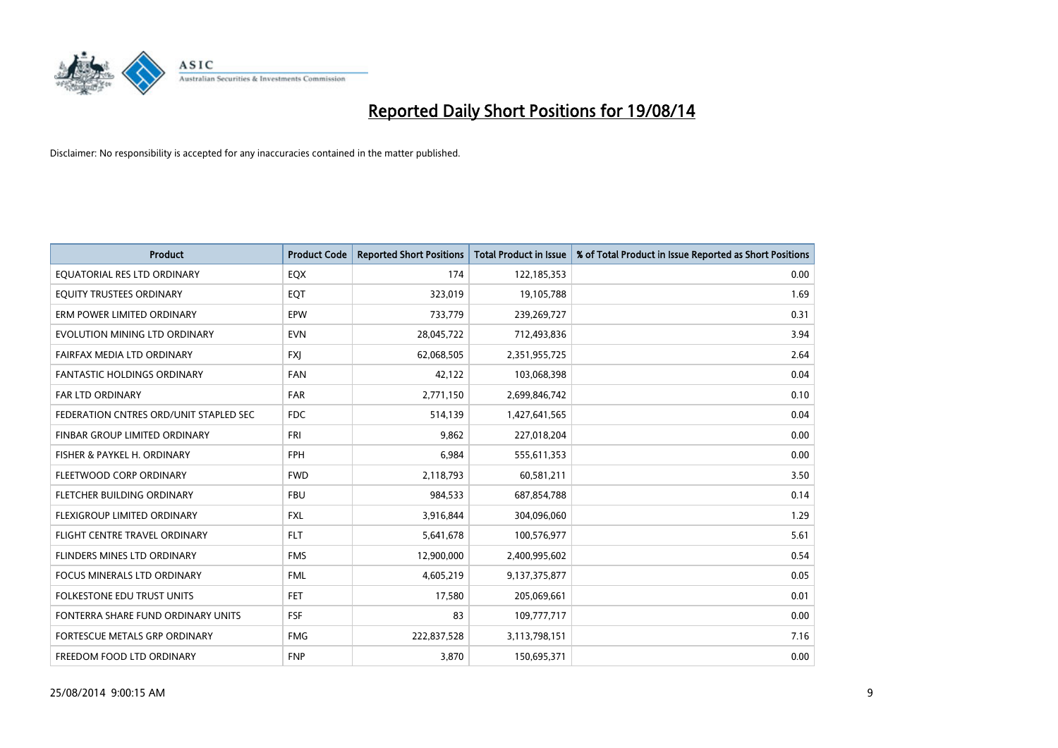# Reported Daily Short Positions for 19/08/14

Disclaimer: No responsibility is accepted for any inaccuracies contained in the matter published.

| Product | Product Code | Reported Short Positions | Total Product in Issue | % of Total Product in Issue Reported as Short Positions |
|---|---|---|---|---|
| EQUATORIAL RES LTD ORDINARY | EQX | 174 | 122,185,353 | 0.00 |
| EQUITY TRUSTEES ORDINARY | EQT | 323,019 | 19,105,788 | 1.69 |
| ERM POWER LIMITED ORDINARY | EPW | 733,779 | 239,269,727 | 0.31 |
| EVOLUTION MINING LTD ORDINARY | EVN | 28,045,722 | 712,493,836 | 3.94 |
| FAIRFAX MEDIA LTD ORDINARY | FXJ | 62,068,505 | 2,351,955,725 | 2.64 |
| FANTASTIC HOLDINGS ORDINARY | FAN | 42,122 | 103,068,398 | 0.04 |
| FAR LTD ORDINARY | FAR | 2,771,150 | 2,699,846,742 | 0.10 |
| FEDERATION CNTRES ORD/UNIT STAPLED SEC | FDC | 514,139 | 1,427,641,565 | 0.04 |
| FINBAR GROUP LIMITED ORDINARY | FRI | 9,862 | 227,018,204 | 0.00 |
| FISHER & PAYKEL H. ORDINARY | FPH | 6,984 | 555,611,353 | 0.00 |
| FLEETWOOD CORP ORDINARY | FWD | 2,118,793 | 60,581,211 | 3.50 |
| FLETCHER BUILDING ORDINARY | FBU | 984,533 | 687,854,788 | 0.14 |
| FLEXIGROUP LIMITED ORDINARY | FXL | 3,916,844 | 304,096,060 | 1.29 |
| FLIGHT CENTRE TRAVEL ORDINARY | FLT | 5,641,678 | 100,576,977 | 5.61 |
| FLINDERS MINES LTD ORDINARY | FMS | 12,900,000 | 2,400,995,602 | 0.54 |
| FOCUS MINERALS LTD ORDINARY | FML | 4,605,219 | 9,137,375,877 | 0.05 |
| FOLKESTONE EDU TRUST UNITS | FET | 17,580 | 205,069,661 | 0.01 |
| FONTERRA SHARE FUND ORDINARY UNITS | FSF | 83 | 109,777,717 | 0.00 |
| FORTESCUE METALS GRP ORDINARY | FMG | 222,837,528 | 3,113,798,151 | 7.16 |
| FREEDOM FOOD LTD ORDINARY | FNP | 3,870 | 150,695,371 | 0.00 |

25/08/2014 9:00:15 AM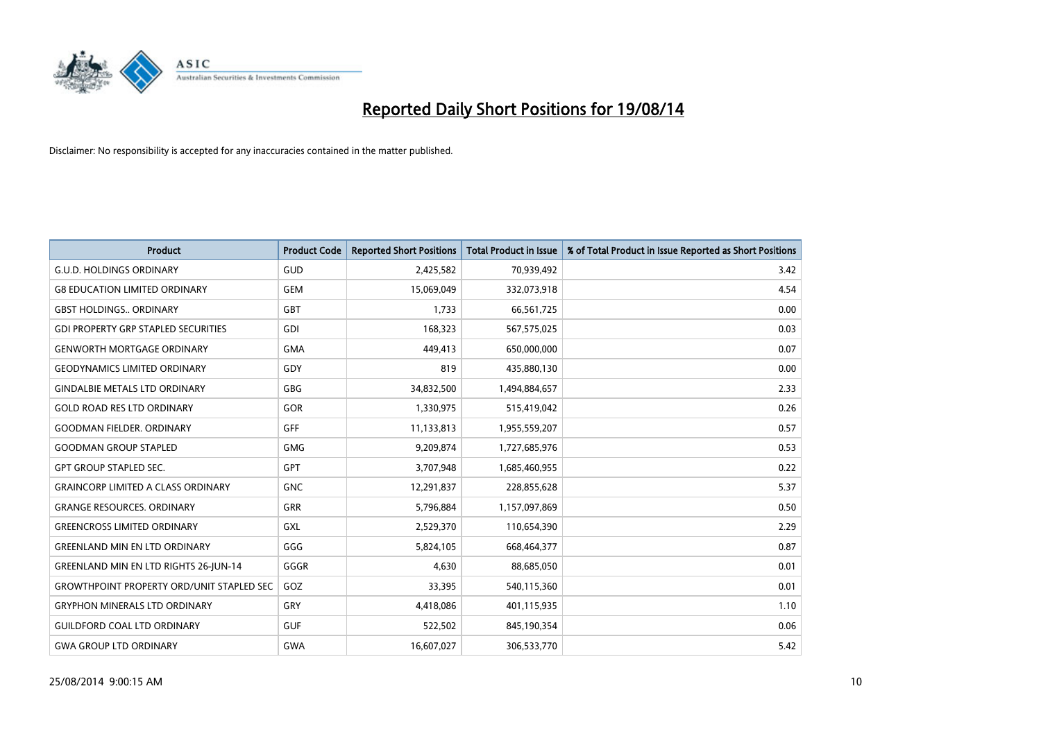# Reported Daily Short Positions for 19/08/14

Disclaimer: No responsibility is accepted for any inaccuracies contained in the matter published.

| Product | Product Code | Reported Short Positions | Total Product in Issue | % of Total Product in Issue Reported as Short Positions |
|---|---|---|---|---|
| G.U.D. HOLDINGS ORDINARY | GUD | 2,425,582 | 70,939,492 | 3.42 |
| G8 EDUCATION LIMITED ORDINARY | GEM | 15,069,049 | 332,073,918 | 4.54 |
| GBST HOLDINGS.. ORDINARY | GBT | 1,733 | 66,561,725 | 0.00 |
| GDI PROPERTY GRP STAPLED SECURITIES | GDI | 168,323 | 567,575,025 | 0.03 |
| GENWORTH MORTGAGE ORDINARY | GMA | 449,413 | 650,000,000 | 0.07 |
| GEODYNAMICS LIMITED ORDINARY | GDY | 819 | 435,880,130 | 0.00 |
| GINDALBIE METALS LTD ORDINARY | GBG | 34,832,500 | 1,494,884,657 | 2.33 |
| GOLD ROAD RES LTD ORDINARY | GOR | 1,330,975 | 515,419,042 | 0.26 |
| GOODMAN FIELDER. ORDINARY | GFF | 11,133,813 | 1,955,559,207 | 0.57 |
| GOODMAN GROUP STAPLED | GMG | 9,209,874 | 1,727,685,976 | 0.53 |
| GPT GROUP STAPLED SEC. | GPT | 3,707,948 | 1,685,460,955 | 0.22 |
| GRAINCORP LIMITED A CLASS ORDINARY | GNC | 12,291,837 | 228,855,628 | 5.37 |
| GRANGE RESOURCES. ORDINARY | GRR | 5,796,884 | 1,157,097,869 | 0.50 |
| GREENCROSS LIMITED ORDINARY | GXL | 2,529,370 | 110,654,390 | 2.29 |
| GREENLAND MIN EN LTD ORDINARY | GGG | 5,824,105 | 668,464,377 | 0.87 |
| GREENLAND MIN EN LTD RIGHTS 26-JUN-14 | GGGR | 4,630 | 88,685,050 | 0.01 |
| GROWTHPOINT PROPERTY ORD/UNIT STAPLED SEC | GOZ | 33,395 | 540,115,360 | 0.01 |
| GRYPHON MINERALS LTD ORDINARY | GRY | 4,418,086 | 401,115,935 | 1.10 |
| GUILDFORD COAL LTD ORDINARY | GUF | 522,502 | 845,190,354 | 0.06 |
| GWA GROUP LTD ORDINARY | GWA | 16,607,027 | 306,533,770 | 5.42 |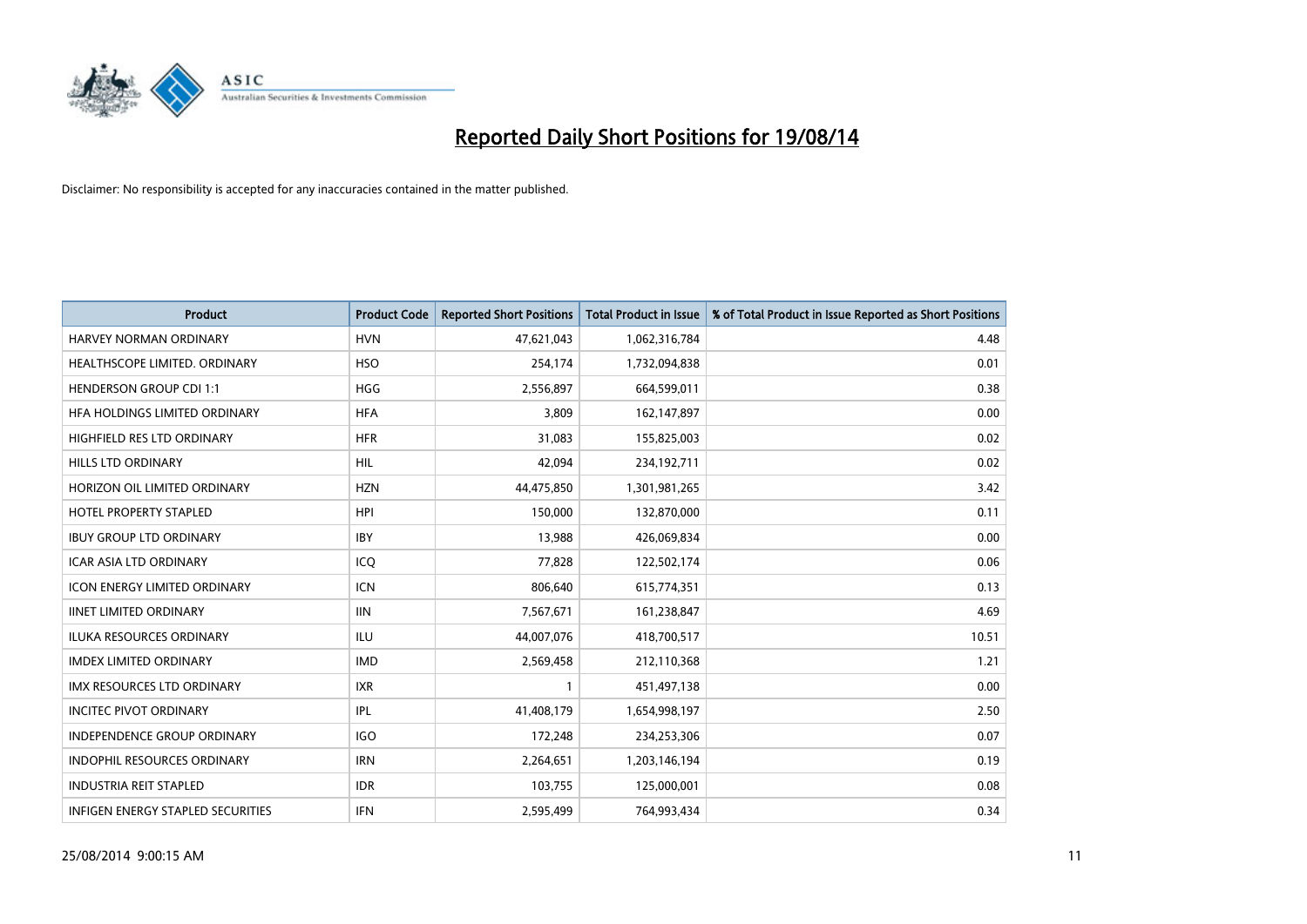# Reported Daily Short Positions for 19/08/14

Disclaimer: No responsibility is accepted for any inaccuracies contained in the matter published.

| Product | Product Code | Reported Short Positions | Total Product in Issue | % of Total Product in Issue Reported as Short Positions |
|---|---|---|---|---|
| HARVEY NORMAN ORDINARY | HVN | 47,621,043 | 1,062,316,784 | 4.48 |
| HEALTHSCOPE LIMITED. ORDINARY | HSO | 254,174 | 1,732,094,838 | 0.01 |
| HENDERSON GROUP CDI 1:1 | HGG | 2,556,897 | 664,599,011 | 0.38 |
| HFA HOLDINGS LIMITED ORDINARY | HFA | 3,809 | 162,147,897 | 0.00 |
| HIGHFIELD RES LTD ORDINARY | HFR | 31,083 | 155,825,003 | 0.02 |
| HILLS LTD ORDINARY | HIL | 42,094 | 234,192,711 | 0.02 |
| HORIZON OIL LIMITED ORDINARY | HZN | 44,475,850 | 1,301,981,265 | 3.42 |
| HOTEL PROPERTY STAPLED | HPI | 150,000 | 132,870,000 | 0.11 |
| IBUY GROUP LTD ORDINARY | IBY | 13,988 | 426,069,834 | 0.00 |
| ICAR ASIA LTD ORDINARY | ICQ | 77,828 | 122,502,174 | 0.06 |
| ICON ENERGY LIMITED ORDINARY | ICN | 806,640 | 615,774,351 | 0.13 |
| IINET LIMITED ORDINARY | IIN | 7,567,671 | 161,238,847 | 4.69 |
| ILUKA RESOURCES ORDINARY | ILU | 44,007,076 | 418,700,517 | 10.51 |
| IMDEX LIMITED ORDINARY | IMD | 2,569,458 | 212,110,368 | 1.21 |
| IMX RESOURCES LTD ORDINARY | IXR | 1 | 451,497,138 | 0.00 |
| INCITEC PIVOT ORDINARY | IPL | 41,408,179 | 1,654,998,197 | 2.50 |
| INDEPENDENCE GROUP ORDINARY | IGO | 172,248 | 234,253,306 | 0.07 |
| INDOPHIL RESOURCES ORDINARY | IRN | 2,264,651 | 1,203,146,194 | 0.19 |
| INDUSTRIA REIT STAPLED | IDR | 103,755 | 125,000,001 | 0.08 |
| INFIGEN ENERGY STAPLED SECURITIES | IFN | 2,595,499 | 764,993,434 | 0.34 |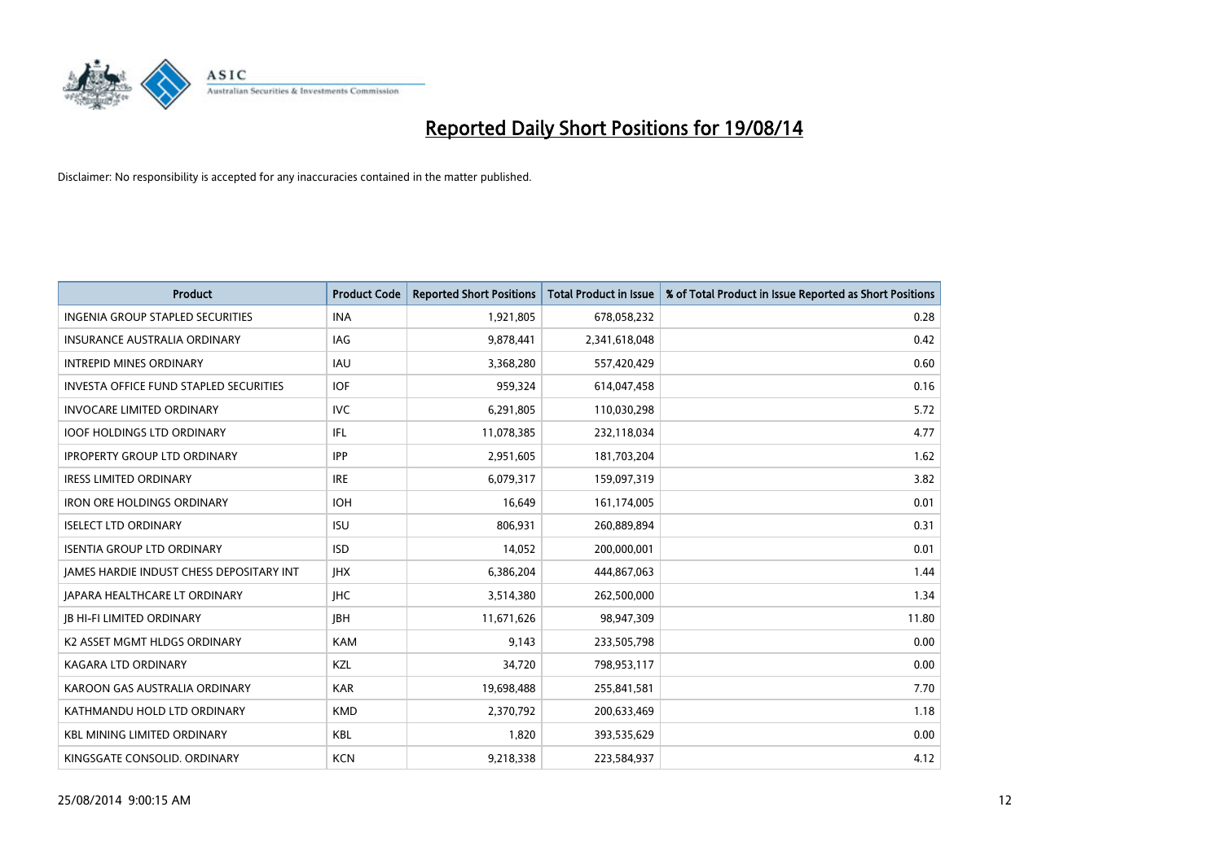# Reported Daily Short Positions for 19/08/14

Disclaimer: No responsibility is accepted for any inaccuracies contained in the matter published.

| Product | Product Code | Reported Short Positions | Total Product in Issue | % of Total Product in Issue Reported as Short Positions |
| --- | --- | --- | --- | --- |
| INGENIA GROUP STAPLED SECURITIES | INA | 1,921,805 | 678,058,232 | 0.28 |
| INSURANCE AUSTRALIA ORDINARY | IAG | 9,878,441 | 2,341,618,048 | 0.42 |
| INTREPID MINES ORDINARY | IAU | 3,368,280 | 557,420,429 | 0.60 |
| INVESTA OFFICE FUND STAPLED SECURITIES | IOF | 959,324 | 614,047,458 | 0.16 |
| INVOCARE LIMITED ORDINARY | IVC | 6,291,805 | 110,030,298 | 5.72 |
| IOOF HOLDINGS LTD ORDINARY | IFL | 11,078,385 | 232,118,034 | 4.77 |
| IPROPERTY GROUP LTD ORDINARY | IPP | 2,951,605 | 181,703,204 | 1.62 |
| IRESS LIMITED ORDINARY | IRE | 6,079,317 | 159,097,319 | 3.82 |
| IRON ORE HOLDINGS ORDINARY | IOH | 16,649 | 161,174,005 | 0.01 |
| ISELECT LTD ORDINARY | ISU | 806,931 | 260,889,894 | 0.31 |
| ISENTIA GROUP LTD ORDINARY | ISD | 14,052 | 200,000,001 | 0.01 |
| JAMES HARDIE INDUST CHESS DEPOSITARY INT | JHX | 6,386,204 | 444,867,063 | 1.44 |
| JAPARA HEALTHCARE LT ORDINARY | JHC | 3,514,380 | 262,500,000 | 1.34 |
| JB HI-FI LIMITED ORDINARY | JBH | 11,671,626 | 98,947,309 | 11.80 |
| K2 ASSET MGMT HLDGS ORDINARY | KAM | 9,143 | 233,505,798 | 0.00 |
| KAGARA LTD ORDINARY | KZL | 34,720 | 798,953,117 | 0.00 |
| KAROON GAS AUSTRALIA ORDINARY | KAR | 19,698,488 | 255,841,581 | 7.70 |
| KATHMANDU HOLD LTD ORDINARY | KMD | 2,370,792 | 200,633,469 | 1.18 |
| KBL MINING LIMITED ORDINARY | KBL | 1,820 | 393,535,629 | 0.00 |
| KINGSGATE CONSOLID. ORDINARY | KCN | 9,218,338 | 223,584,937 | 4.12 |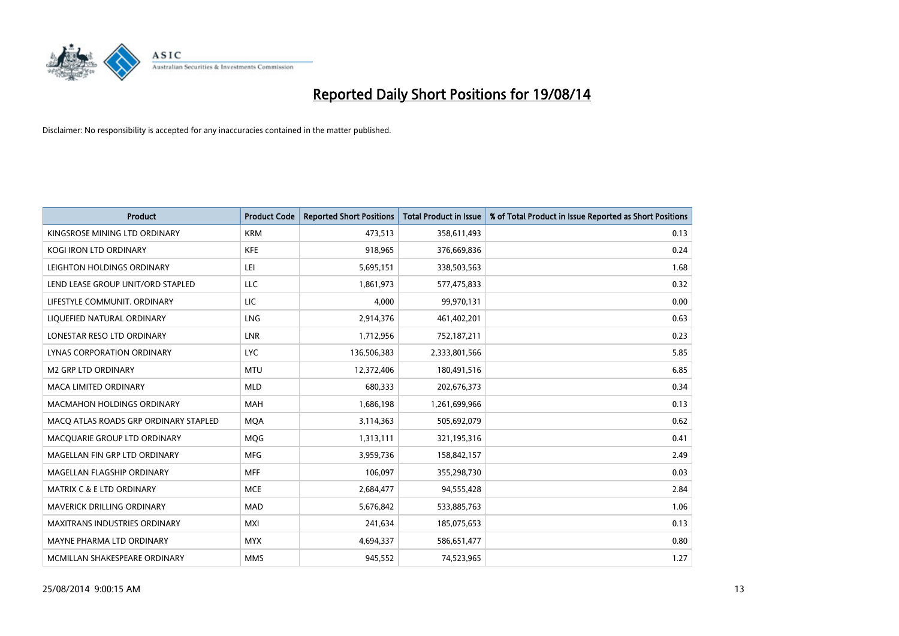# Reported Daily Short Positions for 19/08/14

Disclaimer: No responsibility is accepted for any inaccuracies contained in the matter published.

| Product | Product Code | Reported Short Positions | Total Product in Issue | % of Total Product in Issue Reported as Short Positions |
|---|---|---|---|---|
| KINGSROSE MINING LTD ORDINARY | KRM | 473,513 | 358,611,493 | 0.13 |
| KOGI IRON LTD ORDINARY | KFE | 918,965 | 376,669,836 | 0.24 |
| LEIGHTON HOLDINGS ORDINARY | LEI | 5,695,151 | 338,503,563 | 1.68 |
| LEND LEASE GROUP UNIT/ORD STAPLED | LLC | 1,861,973 | 577,475,833 | 0.32 |
| LIFESTYLE COMMUNIT. ORDINARY | LIC | 4,000 | 99,970,131 | 0.00 |
| LIQUEFIED NATURAL ORDINARY | LNG | 2,914,376 | 461,402,201 | 0.63 |
| LONESTAR RESO LTD ORDINARY | LNR | 1,712,956 | 752,187,211 | 0.23 |
| LYNAS CORPORATION ORDINARY | LYC | 136,506,383 | 2,333,801,566 | 5.85 |
| M2 GRP LTD ORDINARY | MTU | 12,372,406 | 180,491,516 | 6.85 |
| MACA LIMITED ORDINARY | MLD | 680,333 | 202,676,373 | 0.34 |
| MACMAHON HOLDINGS ORDINARY | MAH | 1,686,198 | 1,261,699,966 | 0.13 |
| MACQ ATLAS ROADS GRP ORDINARY STAPLED | MQA | 3,114,363 | 505,692,079 | 0.62 |
| MACQUARIE GROUP LTD ORDINARY | MQG | 1,313,111 | 321,195,316 | 0.41 |
| MAGELLAN FIN GRP LTD ORDINARY | MFG | 3,959,736 | 158,842,157 | 2.49 |
| MAGELLAN FLAGSHIP ORDINARY | MFF | 106,097 | 355,298,730 | 0.03 |
| MATRIX C & E LTD ORDINARY | MCE | 2,684,477 | 94,555,428 | 2.84 |
| MAVERICK DRILLING ORDINARY | MAD | 5,676,842 | 533,885,763 | 1.06 |
| MAXITRANS INDUSTRIES ORDINARY | MXI | 241,634 | 185,075,653 | 0.13 |
| MAYNE PHARMA LTD ORDINARY | MYX | 4,694,337 | 586,651,477 | 0.80 |
| MCMILLAN SHAKESPEARE ORDINARY | MMS | 945,552 | 74,523,965 | 1.27 |

25/08/2014 9:00:15 AM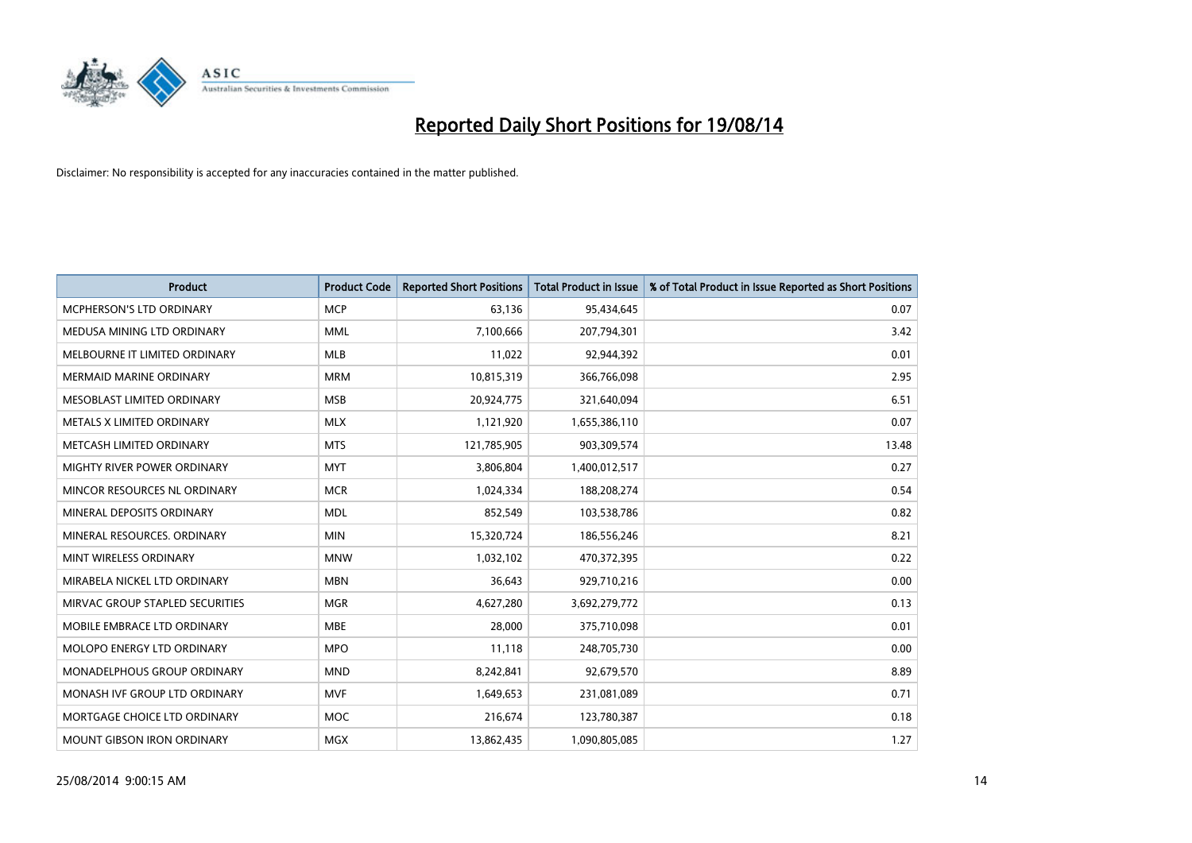# Reported Daily Short Positions for 19/08/14

Disclaimer: No responsibility is accepted for any inaccuracies contained in the matter published.

| Product | Product Code | Reported Short Positions | Total Product in Issue | % of Total Product in Issue Reported as Short Positions |
|---|---|---|---|---|
| MCPHERSON'S LTD ORDINARY | MCP | 63,136 | 95,434,645 | 0.07 |
| MEDUSA MINING LTD ORDINARY | MML | 7,100,666 | 207,794,301 | 3.42 |
| MELBOURNE IT LIMITED ORDINARY | MLB | 11,022 | 92,944,392 | 0.01 |
| MERMAID MARINE ORDINARY | MRM | 10,815,319 | 366,766,098 | 2.95 |
| MESOBLAST LIMITED ORDINARY | MSB | 20,924,775 | 321,640,094 | 6.51 |
| METALS X LIMITED ORDINARY | MLX | 1,121,920 | 1,655,386,110 | 0.07 |
| METCASH LIMITED ORDINARY | MTS | 121,785,905 | 903,309,574 | 13.48 |
| MIGHTY RIVER POWER ORDINARY | MYT | 3,806,804 | 1,400,012,517 | 0.27 |
| MINCOR RESOURCES NL ORDINARY | MCR | 1,024,334 | 188,208,274 | 0.54 |
| MINERAL DEPOSITS ORDINARY | MDL | 852,549 | 103,538,786 | 0.82 |
| MINERAL RESOURCES. ORDINARY | MIN | 15,320,724 | 186,556,246 | 8.21 |
| MINT WIRELESS ORDINARY | MNW | 1,032,102 | 470,372,395 | 0.22 |
| MIRABELA NICKEL LTD ORDINARY | MBN | 36,643 | 929,710,216 | 0.00 |
| MIRVAC GROUP STAPLED SECURITIES | MGR | 4,627,280 | 3,692,279,772 | 0.13 |
| MOBILE EMBRACE LTD ORDINARY | MBE | 28,000 | 375,710,098 | 0.01 |
| MOLOPO ENERGY LTD ORDINARY | MPO | 11,118 | 248,705,730 | 0.00 |
| MONADELPHOUS GROUP ORDINARY | MND | 8,242,841 | 92,679,570 | 8.89 |
| MONASH IVF GROUP LTD ORDINARY | MVF | 1,649,653 | 231,081,089 | 0.71 |
| MORTGAGE CHOICE LTD ORDINARY | MOC | 216,674 | 123,780,387 | 0.18 |
| MOUNT GIBSON IRON ORDINARY | MGX | 13,862,435 | 1,090,805,085 | 1.27 |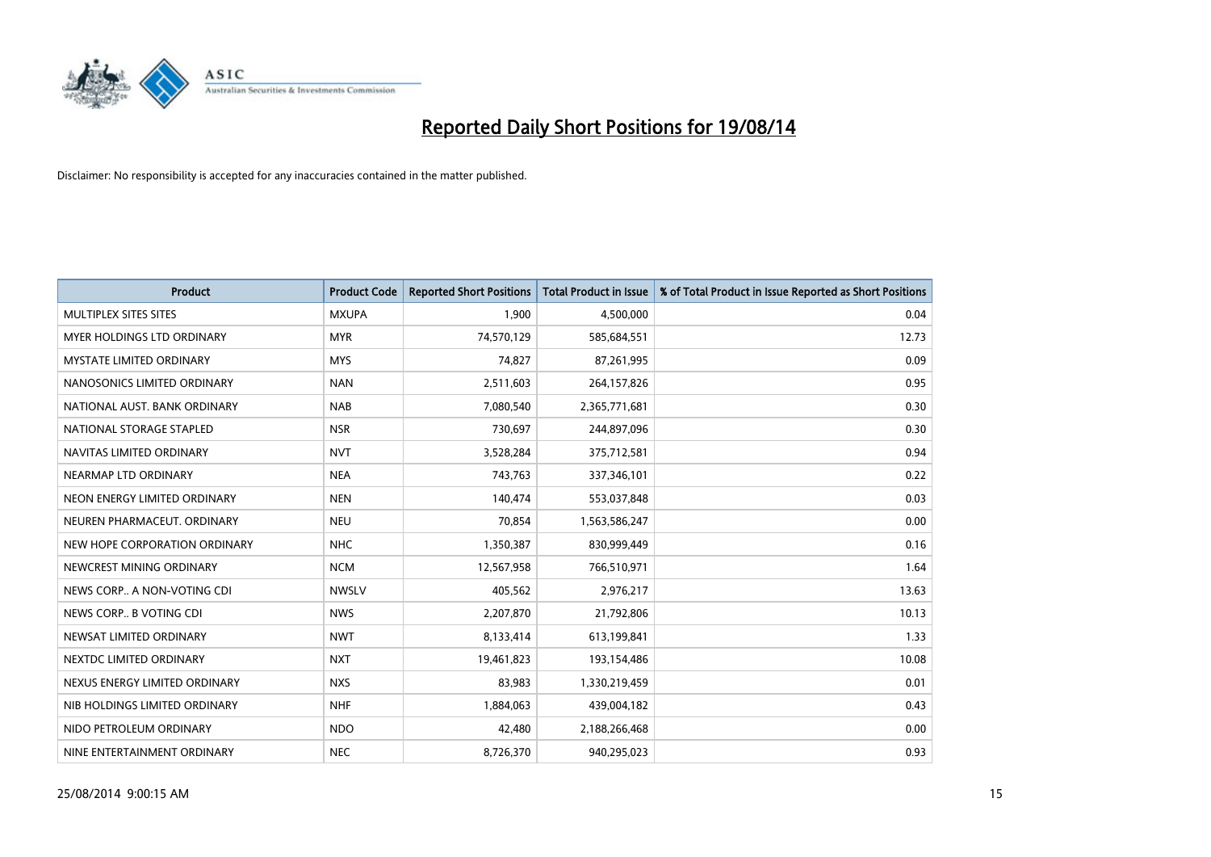# Reported Daily Short Positions for 19/08/14

Disclaimer: No responsibility is accepted for any inaccuracies contained in the matter published.

| Product | Product Code | Reported Short Positions | Total Product in Issue | % of Total Product in Issue Reported as Short Positions |
| --- | --- | --- | --- | --- |
| MULTIPLEX SITES SITES | MXUPA | 1,900 | 4,500,000 | 0.04 |
| MYER HOLDINGS LTD ORDINARY | MYR | 74,570,129 | 585,684,551 | 12.73 |
| MYSTATE LIMITED ORDINARY | MYS | 74,827 | 87,261,995 | 0.09 |
| NANOSONICS LIMITED ORDINARY | NAN | 2,511,603 | 264,157,826 | 0.95 |
| NATIONAL AUST. BANK ORDINARY | NAB | 7,080,540 | 2,365,771,681 | 0.30 |
| NATIONAL STORAGE STAPLED | NSR | 730,697 | 244,897,096 | 0.30 |
| NAVITAS LIMITED ORDINARY | NVT | 3,528,284 | 375,712,581 | 0.94 |
| NEARMAP LTD ORDINARY | NEA | 743,763 | 337,346,101 | 0.22 |
| NEON ENERGY LIMITED ORDINARY | NEN | 140,474 | 553,037,848 | 0.03 |
| NEUREN PHARMACEUT. ORDINARY | NEU | 70,854 | 1,563,586,247 | 0.00 |
| NEW HOPE CORPORATION ORDINARY | NHC | 1,350,387 | 830,999,449 | 0.16 |
| NEWCREST MINING ORDINARY | NCM | 12,567,958 | 766,510,971 | 1.64 |
| NEWS CORP.. A NON-VOTING CDI | NWSLV | 405,562 | 2,976,217 | 13.63 |
| NEWS CORP.. B VOTING CDI | NWS | 2,207,870 | 21,792,806 | 10.13 |
| NEWSAT LIMITED ORDINARY | NWT | 8,133,414 | 613,199,841 | 1.33 |
| NEXTDC LIMITED ORDINARY | NXT | 19,461,823 | 193,154,486 | 10.08 |
| NEXUS ENERGY LIMITED ORDINARY | NXS | 83,983 | 1,330,219,459 | 0.01 |
| NIB HOLDINGS LIMITED ORDINARY | NHF | 1,884,063 | 439,004,182 | 0.43 |
| NIDO PETROLEUM ORDINARY | NDO | 42,480 | 2,188,266,468 | 0.00 |
| NINE ENTERTAINMENT ORDINARY | NEC | 8,726,370 | 940,295,023 | 0.93 |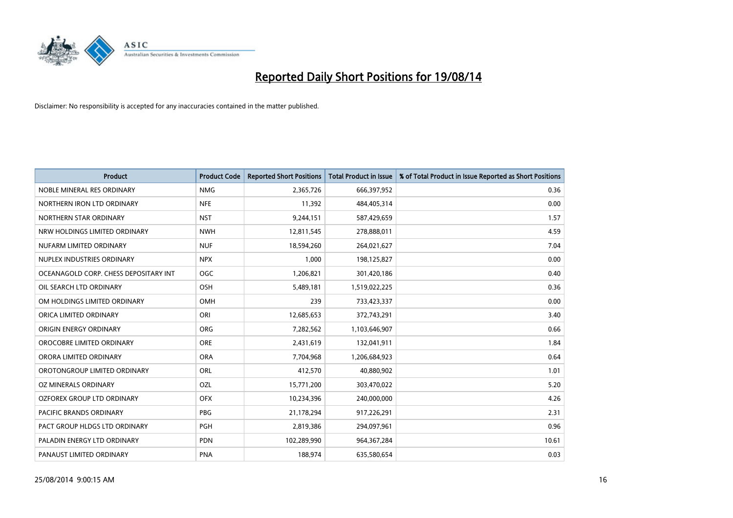# Reported Daily Short Positions for 19/08/14

Disclaimer: No responsibility is accepted for any inaccuracies contained in the matter published.

| Product | Product Code | Reported Short Positions | Total Product in Issue | % of Total Product in Issue Reported as Short Positions |
|---|---|---|---|---|
| NOBLE MINERAL RES ORDINARY | NMG | 2,365,726 | 666,397,952 | 0.36 |
| NORTHERN IRON LTD ORDINARY | NFE | 11,392 | 484,405,314 | 0.00 |
| NORTHERN STAR ORDINARY | NST | 9,244,151 | 587,429,659 | 1.57 |
| NRW HOLDINGS LIMITED ORDINARY | NWH | 12,811,545 | 278,888,011 | 4.59 |
| NUFARM LIMITED ORDINARY | NUF | 18,594,260 | 264,021,627 | 7.04 |
| NUPLEX INDUSTRIES ORDINARY | NPX | 1,000 | 198,125,827 | 0.00 |
| OCEANAGOLD CORP. CHESS DEPOSITARY INT | OGC | 1,206,821 | 301,420,186 | 0.40 |
| OIL SEARCH LTD ORDINARY | OSH | 5,489,181 | 1,519,022,225 | 0.36 |
| OM HOLDINGS LIMITED ORDINARY | OMH | 239 | 733,423,337 | 0.00 |
| ORICA LIMITED ORDINARY | ORI | 12,685,653 | 372,743,291 | 3.40 |
| ORIGIN ENERGY ORDINARY | ORG | 7,282,562 | 1,103,646,907 | 0.66 |
| OROCOBRE LIMITED ORDINARY | ORE | 2,431,619 | 132,041,911 | 1.84 |
| ORORA LIMITED ORDINARY | ORA | 7,704,968 | 1,206,684,923 | 0.64 |
| OROTONGROUP LIMITED ORDINARY | ORL | 412,570 | 40,880,902 | 1.01 |
| OZ MINERALS ORDINARY | OZL | 15,771,200 | 303,470,022 | 5.20 |
| OZFOREX GROUP LTD ORDINARY | OFX | 10,234,396 | 240,000,000 | 4.26 |
| PACIFIC BRANDS ORDINARY | PBG | 21,178,294 | 917,226,291 | 2.31 |
| PACT GROUP HLDGS LTD ORDINARY | PGH | 2,819,386 | 294,097,961 | 0.96 |
| PALADIN ENERGY LTD ORDINARY | PDN | 102,289,990 | 964,367,284 | 10.61 |
| PANAUST LIMITED ORDINARY | PNA | 188,974 | 635,580,654 | 0.03 |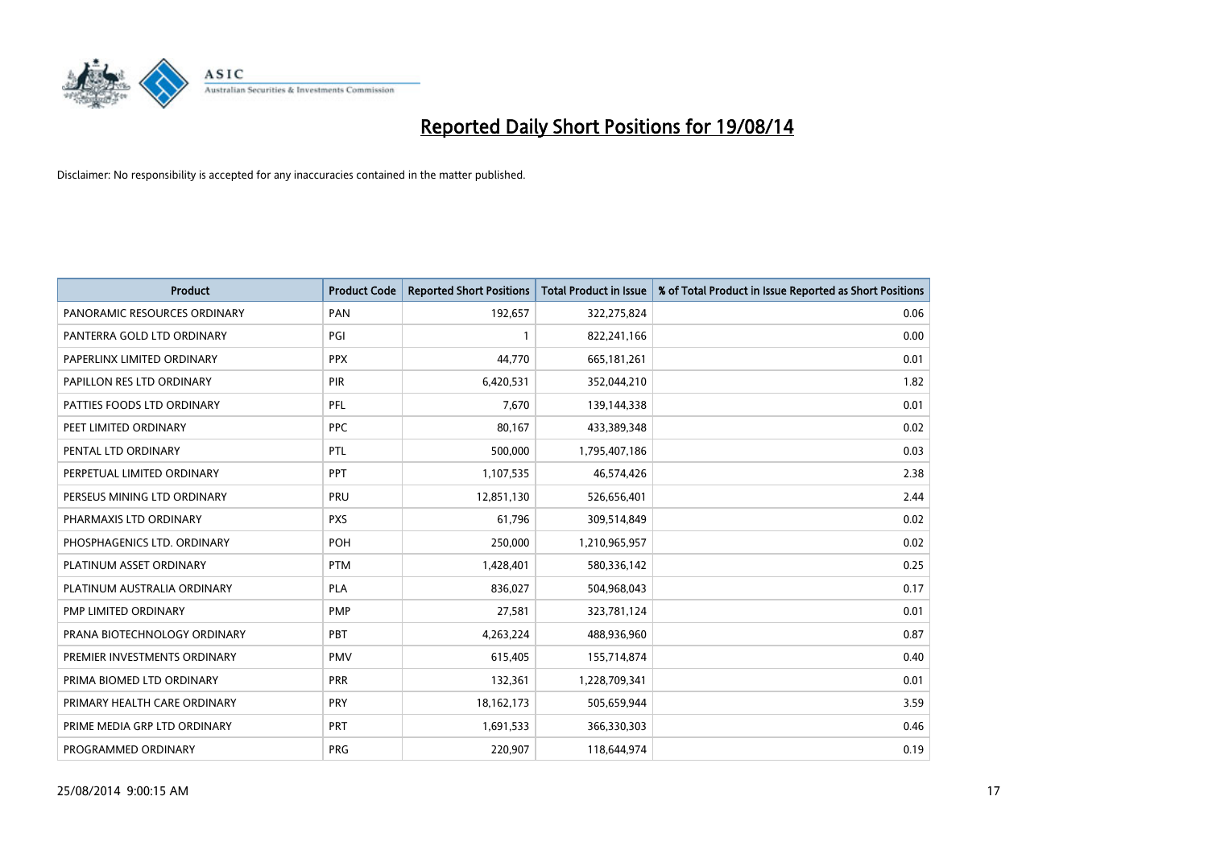# Reported Daily Short Positions for 19/08/14

Disclaimer: No responsibility is accepted for any inaccuracies contained in the matter published.

| Product | Product Code | Reported Short Positions | Total Product in Issue | % of Total Product in Issue Reported as Short Positions |
|---|---|---|---|---|
| PANORAMIC RESOURCES ORDINARY | PAN | 192,657 | 322,275,824 | 0.06 |
| PANTERRA GOLD LTD ORDINARY | PGI | 1 | 822,241,166 | 0.00 |
| PAPERLINX LIMITED ORDINARY | PPX | 44,770 | 665,181,261 | 0.01 |
| PAPILLON RES LTD ORDINARY | PIR | 6,420,531 | 352,044,210 | 1.82 |
| PATTIES FOODS LTD ORDINARY | PFL | 7,670 | 139,144,338 | 0.01 |
| PEET LIMITED ORDINARY | PPC | 80,167 | 433,389,348 | 0.02 |
| PENTAL LTD ORDINARY | PTL | 500,000 | 1,795,407,186 | 0.03 |
| PERPETUAL LIMITED ORDINARY | PPT | 1,107,535 | 46,574,426 | 2.38 |
| PERSEUS MINING LTD ORDINARY | PRU | 12,851,130 | 526,656,401 | 2.44 |
| PHARMAXIS LTD ORDINARY | PXS | 61,796 | 309,514,849 | 0.02 |
| PHOSPHAGENICS LTD. ORDINARY | POH | 250,000 | 1,210,965,957 | 0.02 |
| PLATINUM ASSET ORDINARY | PTM | 1,428,401 | 580,336,142 | 0.25 |
| PLATINUM AUSTRALIA ORDINARY | PLA | 836,027 | 504,968,043 | 0.17 |
| PMP LIMITED ORDINARY | PMP | 27,581 | 323,781,124 | 0.01 |
| PRANA BIOTECHNOLOGY ORDINARY | PBT | 4,263,224 | 488,936,960 | 0.87 |
| PREMIER INVESTMENTS ORDINARY | PMV | 615,405 | 155,714,874 | 0.40 |
| PRIMA BIOMED LTD ORDINARY | PRR | 132,361 | 1,228,709,341 | 0.01 |
| PRIMARY HEALTH CARE ORDINARY | PRY | 18,162,173 | 505,659,944 | 3.59 |
| PRIME MEDIA GRP LTD ORDINARY | PRT | 1,691,533 | 366,330,303 | 0.46 |
| PROGRAMMED ORDINARY | PRG | 220,907 | 118,644,974 | 0.19 |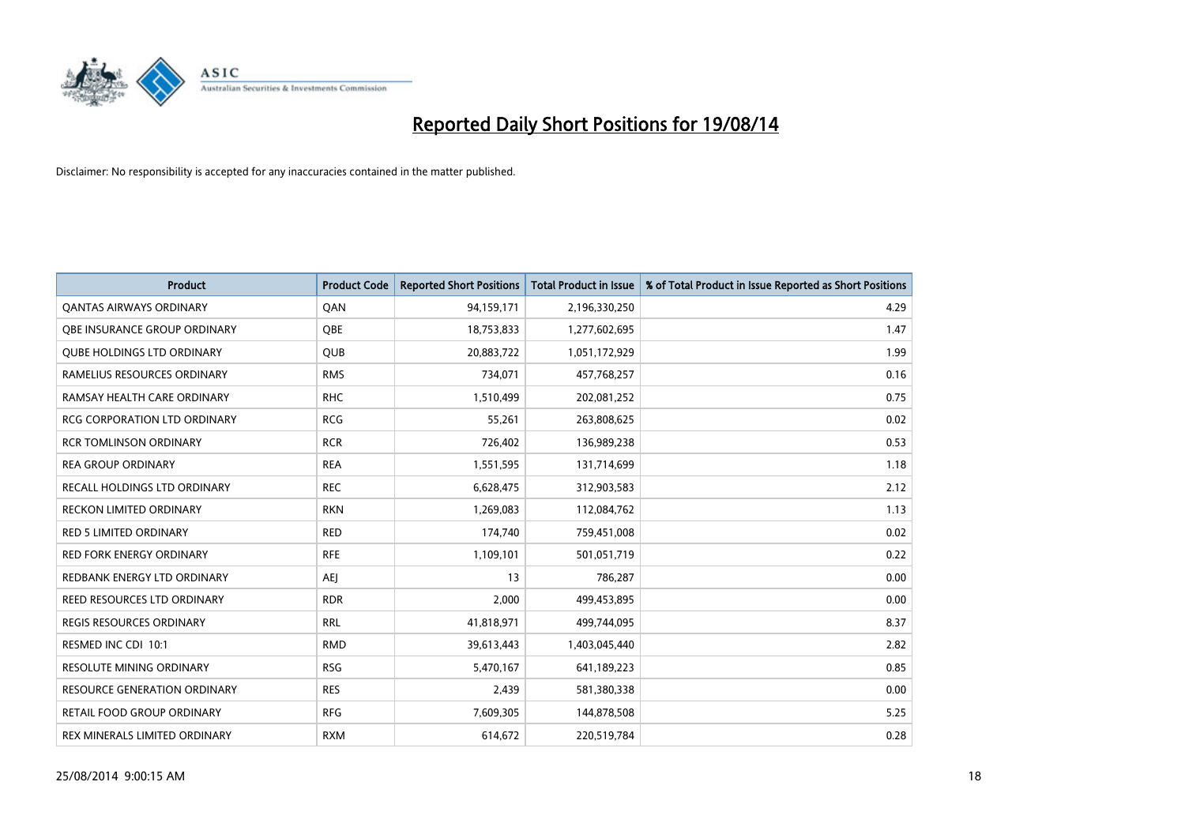# Reported Daily Short Positions for 19/08/14

Disclaimer: No responsibility is accepted for any inaccuracies contained in the matter published.

| Product | Product Code | Reported Short Positions | Total Product in Issue | % of Total Product in Issue Reported as Short Positions |
|---|---|---|---|---|
| QANTAS AIRWAYS ORDINARY | QAN | 94,159,171 | 2,196,330,250 | 4.29 |
| QBE INSURANCE GROUP ORDINARY | QBE | 18,753,833 | 1,277,602,695 | 1.47 |
| QUBE HOLDINGS LTD ORDINARY | QUB | 20,883,722 | 1,051,172,929 | 1.99 |
| RAMELIUS RESOURCES ORDINARY | RMS | 734,071 | 457,768,257 | 0.16 |
| RAMSAY HEALTH CARE ORDINARY | RHC | 1,510,499 | 202,081,252 | 0.75 |
| RCG CORPORATION LTD ORDINARY | RCG | 55,261 | 263,808,625 | 0.02 |
| RCR TOMLINSON ORDINARY | RCR | 726,402 | 136,989,238 | 0.53 |
| REA GROUP ORDINARY | REA | 1,551,595 | 131,714,699 | 1.18 |
| RECALL HOLDINGS LTD ORDINARY | REC | 6,628,475 | 312,903,583 | 2.12 |
| RECKON LIMITED ORDINARY | RKN | 1,269,083 | 112,084,762 | 1.13 |
| RED 5 LIMITED ORDINARY | RED | 174,740 | 759,451,008 | 0.02 |
| RED FORK ENERGY ORDINARY | RFE | 1,109,101 | 501,051,719 | 0.22 |
| REDBANK ENERGY LTD ORDINARY | AEJ | 13 | 786,287 | 0.00 |
| REED RESOURCES LTD ORDINARY | RDR | 2,000 | 499,453,895 | 0.00 |
| REGIS RESOURCES ORDINARY | RRL | 41,818,971 | 499,744,095 | 8.37 |
| RESMED INC CDI 10:1 | RMD | 39,613,443 | 1,403,045,440 | 2.82 |
| RESOLUTE MINING ORDINARY | RSG | 5,470,167 | 641,189,223 | 0.85 |
| RESOURCE GENERATION ORDINARY | RES | 2,439 | 581,380,338 | 0.00 |
| RETAIL FOOD GROUP ORDINARY | RFG | 7,609,305 | 144,878,508 | 5.25 |
| REX MINERALS LIMITED ORDINARY | RXM | 614,672 | 220,519,784 | 0.28 |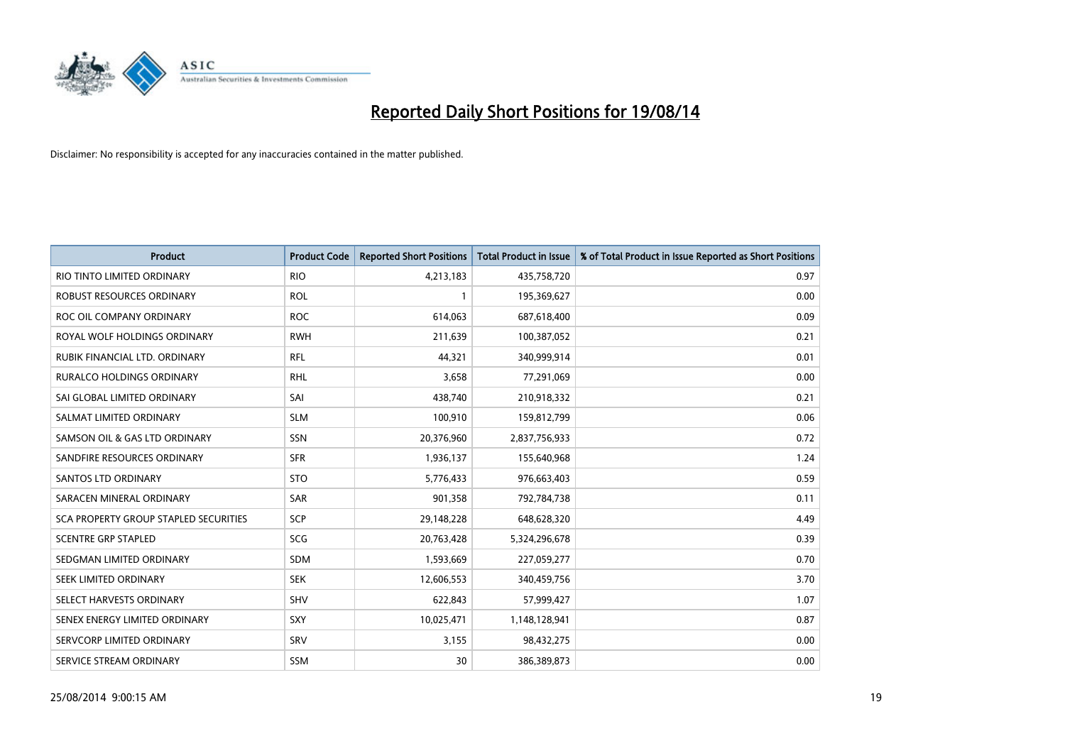# Reported Daily Short Positions for 19/08/14

Disclaimer: No responsibility is accepted for any inaccuracies contained in the matter published.

| Product | Product Code | Reported Short Positions | Total Product in Issue | % of Total Product in Issue Reported as Short Positions |
|---|---|---|---|---|
| RIO TINTO LIMITED ORDINARY | RIO | 4,213,183 | 435,758,720 | 0.97 |
| ROBUST RESOURCES ORDINARY | ROL | 1 | 195,369,627 | 0.00 |
| ROC OIL COMPANY ORDINARY | ROC | 614,063 | 687,618,400 | 0.09 |
| ROYAL WOLF HOLDINGS ORDINARY | RWH | 211,639 | 100,387,052 | 0.21 |
| RUBIK FINANCIAL LTD. ORDINARY | RFL | 44,321 | 340,999,914 | 0.01 |
| RURALCO HOLDINGS ORDINARY | RHL | 3,658 | 77,291,069 | 0.00 |
| SAI GLOBAL LIMITED ORDINARY | SAI | 438,740 | 210,918,332 | 0.21 |
| SALMAT LIMITED ORDINARY | SLM | 100,910 | 159,812,799 | 0.06 |
| SAMSON OIL & GAS LTD ORDINARY | SSN | 20,376,960 | 2,837,756,933 | 0.72 |
| SANDFIRE RESOURCES ORDINARY | SFR | 1,936,137 | 155,640,968 | 1.24 |
| SANTOS LTD ORDINARY | STO | 5,776,433 | 976,663,403 | 0.59 |
| SARACEN MINERAL ORDINARY | SAR | 901,358 | 792,784,738 | 0.11 |
| SCA PROPERTY GROUP STAPLED SECURITIES | SCP | 29,148,228 | 648,628,320 | 4.49 |
| SCENTRE GRP STAPLED | SCG | 20,763,428 | 5,324,296,678 | 0.39 |
| SEDGMAN LIMITED ORDINARY | SDM | 1,593,669 | 227,059,277 | 0.70 |
| SEEK LIMITED ORDINARY | SEK | 12,606,553 | 340,459,756 | 3.70 |
| SELECT HARVESTS ORDINARY | SHV | 622,843 | 57,999,427 | 1.07 |
| SENEX ENERGY LIMITED ORDINARY | SXY | 10,025,471 | 1,148,128,941 | 0.87 |
| SERVCORP LIMITED ORDINARY | SRV | 3,155 | 98,432,275 | 0.00 |
| SERVICE STREAM ORDINARY | SSM | 30 | 386,389,873 | 0.00 |

25/08/2014 9:00:15 AM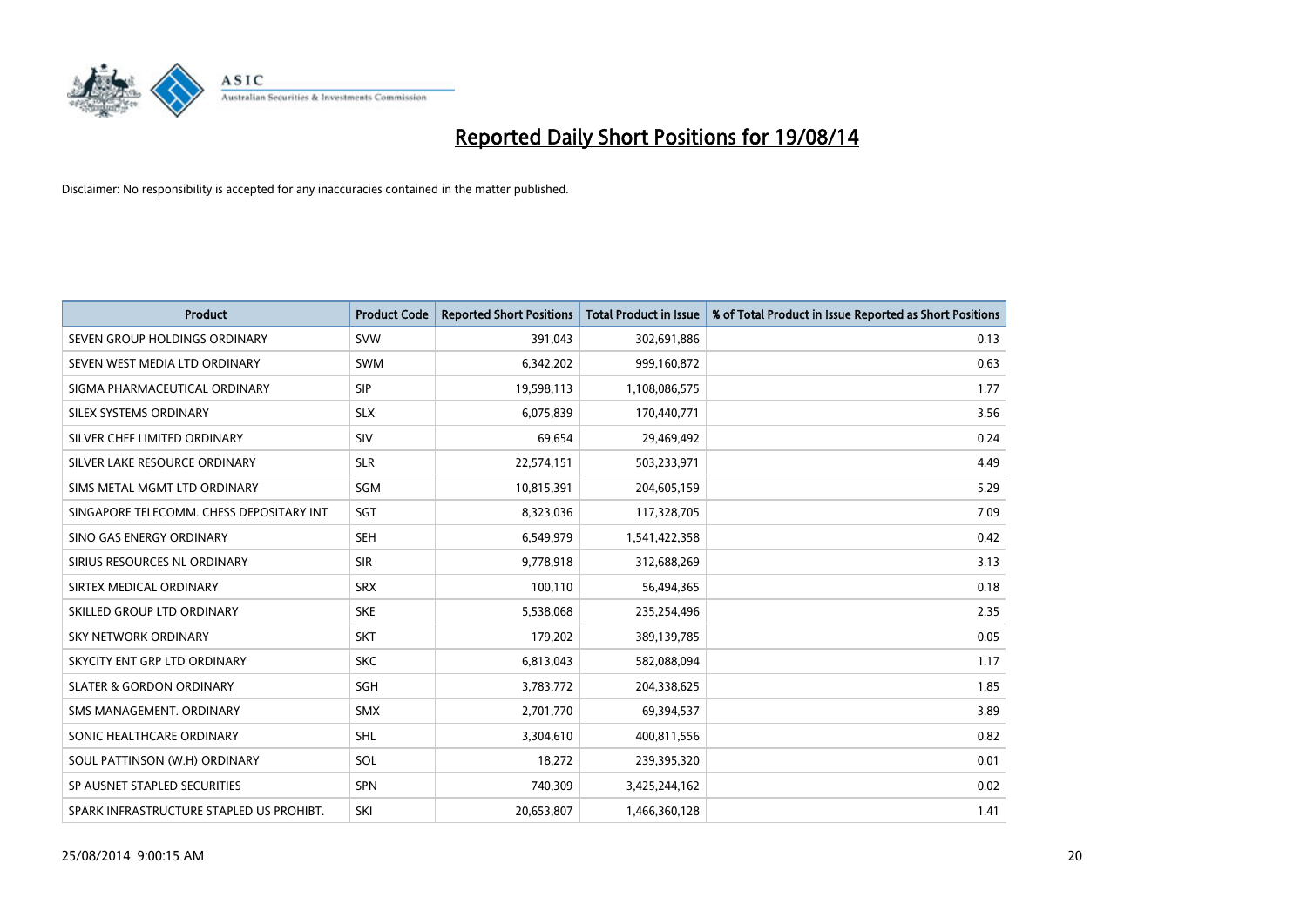# Reported Daily Short Positions for 19/08/14

Disclaimer: No responsibility is accepted for any inaccuracies contained in the matter published.

| Product | Product Code | Reported Short Positions | Total Product in Issue | % of Total Product in Issue Reported as Short Positions |
|---|---|---|---|---|
| SEVEN GROUP HOLDINGS ORDINARY | SVW | 391,043 | 302,691,886 | 0.13 |
| SEVEN WEST MEDIA LTD ORDINARY | SWM | 6,342,202 | 999,160,872 | 0.63 |
| SIGMA PHARMACEUTICAL ORDINARY | SIP | 19,598,113 | 1,108,086,575 | 1.77 |
| SILEX SYSTEMS ORDINARY | SLX | 6,075,839 | 170,440,771 | 3.56 |
| SILVER CHEF LIMITED ORDINARY | SIV | 69,654 | 29,469,492 | 0.24 |
| SILVER LAKE RESOURCE ORDINARY | SLR | 22,574,151 | 503,233,971 | 4.49 |
| SIMS METAL MGMT LTD ORDINARY | SGM | 10,815,391 | 204,605,159 | 5.29 |
| SINGAPORE TELECOMM. CHESS DEPOSITARY INT | SGT | 8,323,036 | 117,328,705 | 7.09 |
| SINO GAS ENERGY ORDINARY | SEH | 6,549,979 | 1,541,422,358 | 0.42 |
| SIRIUS RESOURCES NL ORDINARY | SIR | 9,778,918 | 312,688,269 | 3.13 |
| SIRTEX MEDICAL ORDINARY | SRX | 100,110 | 56,494,365 | 0.18 |
| SKILLED GROUP LTD ORDINARY | SKE | 5,538,068 | 235,254,496 | 2.35 |
| SKY NETWORK ORDINARY | SKT | 179,202 | 389,139,785 | 0.05 |
| SKYCITY ENT GRP LTD ORDINARY | SKC | 6,813,043 | 582,088,094 | 1.17 |
| SLATER & GORDON ORDINARY | SGH | 3,783,772 | 204,338,625 | 1.85 |
| SMS MANAGEMENT. ORDINARY | SMX | 2,701,770 | 69,394,537 | 3.89 |
| SONIC HEALTHCARE ORDINARY | SHL | 3,304,610 | 400,811,556 | 0.82 |
| SOUL PATTINSON (W.H) ORDINARY | SOL | 18,272 | 239,395,320 | 0.01 |
| SP AUSNET STAPLED SECURITIES | SPN | 740,309 | 3,425,244,162 | 0.02 |
| SPARK INFRASTRUCTURE STAPLED US PROHIBT. | SKI | 20,653,807 | 1,466,360,128 | 1.41 |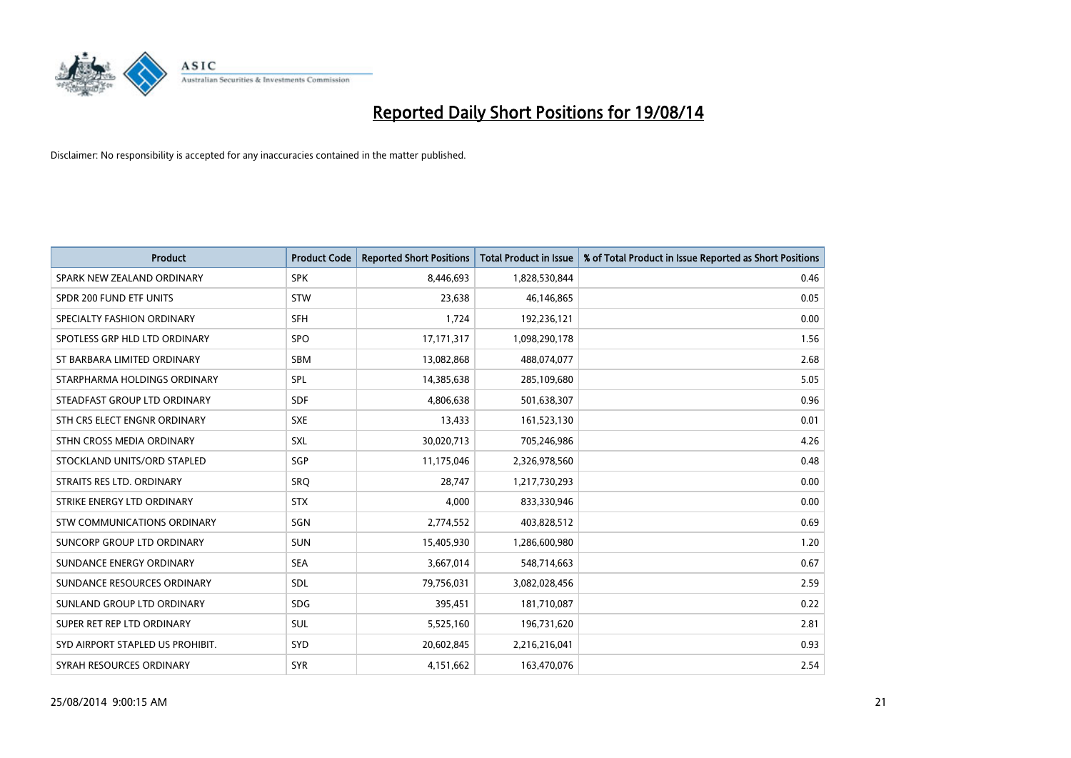# Reported Daily Short Positions for 19/08/14

Disclaimer: No responsibility is accepted for any inaccuracies contained in the matter published.

| Product | Product Code | Reported Short Positions | Total Product in Issue | % of Total Product in Issue Reported as Short Positions |
|---|---|---|---|---|
| SPARK NEW ZEALAND ORDINARY | SPK | 8,446,693 | 1,828,530,844 | 0.46 |
| SPDR 200 FUND ETF UNITS | STW | 23,638 | 46,146,865 | 0.05 |
| SPECIALTY FASHION ORDINARY | SFH | 1,724 | 192,236,121 | 0.00 |
| SPOTLESS GRP HLD LTD ORDINARY | SPO | 17,171,317 | 1,098,290,178 | 1.56 |
| ST BARBARA LIMITED ORDINARY | SBM | 13,082,868 | 488,074,077 | 2.68 |
| STARPHARMA HOLDINGS ORDINARY | SPL | 14,385,638 | 285,109,680 | 5.05 |
| STEADFAST GROUP LTD ORDINARY | SDF | 4,806,638 | 501,638,307 | 0.96 |
| STH CRS ELECT ENGNR ORDINARY | SXE | 13,433 | 161,523,130 | 0.01 |
| STHN CROSS MEDIA ORDINARY | SXL | 30,020,713 | 705,246,986 | 4.26 |
| STOCKLAND UNITS/ORD STAPLED | SGP | 11,175,046 | 2,326,978,560 | 0.48 |
| STRAITS RES LTD. ORDINARY | SRQ | 28,747 | 1,217,730,293 | 0.00 |
| STRIKE ENERGY LTD ORDINARY | STX | 4,000 | 833,330,946 | 0.00 |
| STW COMMUNICATIONS ORDINARY | SGN | 2,774,552 | 403,828,512 | 0.69 |
| SUNCORP GROUP LTD ORDINARY | SUN | 15,405,930 | 1,286,600,980 | 1.20 |
| SUNDANCE ENERGY ORDINARY | SEA | 3,667,014 | 548,714,663 | 0.67 |
| SUNDANCE RESOURCES ORDINARY | SDL | 79,756,031 | 3,082,028,456 | 2.59 |
| SUNLAND GROUP LTD ORDINARY | SDG | 395,451 | 181,710,087 | 0.22 |
| SUPER RET REP LTD ORDINARY | SUL | 5,525,160 | 196,731,620 | 2.81 |
| SYD AIRPORT STAPLED US PROHIBIT. | SYD | 20,602,845 | 2,216,216,041 | 0.93 |
| SYRAH RESOURCES ORDINARY | SYR | 4,151,662 | 163,470,076 | 2.54 |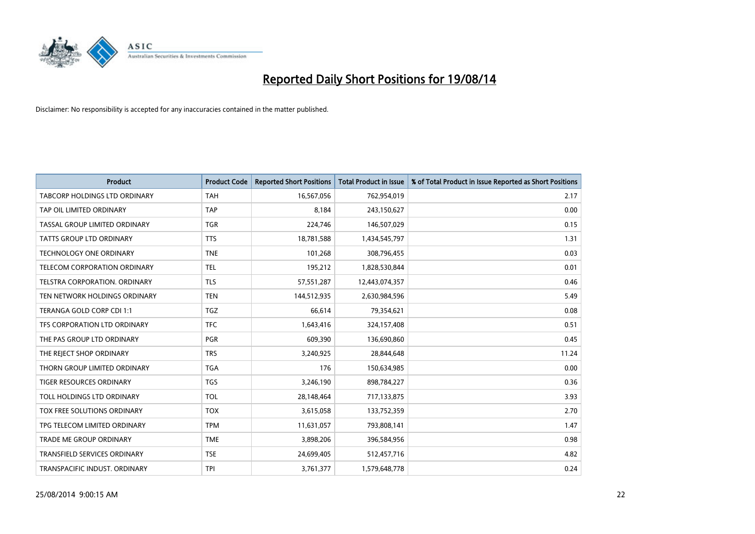# Reported Daily Short Positions for 19/08/14

Disclaimer: No responsibility is accepted for any inaccuracies contained in the matter published.

| Product | Product Code | Reported Short Positions | Total Product in Issue | % of Total Product in Issue Reported as Short Positions |
|---|---|---|---|---|
| TABCORP HOLDINGS LTD ORDINARY | TAH | 16,567,056 | 762,954,019 | 2.17 |
| TAP OIL LIMITED ORDINARY | TAP | 8,184 | 243,150,627 | 0.00 |
| TASSAL GROUP LIMITED ORDINARY | TGR | 224,746 | 146,507,029 | 0.15 |
| TATTS GROUP LTD ORDINARY | TTS | 18,781,588 | 1,434,545,797 | 1.31 |
| TECHNOLOGY ONE ORDINARY | TNE | 101,268 | 308,796,455 | 0.03 |
| TELECOM CORPORATION ORDINARY | TEL | 195,212 | 1,828,530,844 | 0.01 |
| TELSTRA CORPORATION. ORDINARY | TLS | 57,551,287 | 12,443,074,357 | 0.46 |
| TEN NETWORK HOLDINGS ORDINARY | TEN | 144,512,935 | 2,630,984,596 | 5.49 |
| TERANGA GOLD CORP CDI 1:1 | TGZ | 66,614 | 79,354,621 | 0.08 |
| TFS CORPORATION LTD ORDINARY | TFC | 1,643,416 | 324,157,408 | 0.51 |
| THE PAS GROUP LTD ORDINARY | PGR | 609,390 | 136,690,860 | 0.45 |
| THE REJECT SHOP ORDINARY | TRS | 3,240,925 | 28,844,648 | 11.24 |
| THORN GROUP LIMITED ORDINARY | TGA | 176 | 150,634,985 | 0.00 |
| TIGER RESOURCES ORDINARY | TGS | 3,246,190 | 898,784,227 | 0.36 |
| TOLL HOLDINGS LTD ORDINARY | TOL | 28,148,464 | 717,133,875 | 3.93 |
| TOX FREE SOLUTIONS ORDINARY | TOX | 3,615,058 | 133,752,359 | 2.70 |
| TPG TELECOM LIMITED ORDINARY | TPM | 11,631,057 | 793,808,141 | 1.47 |
| TRADE ME GROUP ORDINARY | TME | 3,898,206 | 396,584,956 | 0.98 |
| TRANSFIELD SERVICES ORDINARY | TSE | 24,699,405 | 512,457,716 | 4.82 |
| TRANSPACIFIC INDUST. ORDINARY | TPI | 3,761,377 | 1,579,648,778 | 0.24 |

25/08/2014 9:00:15 AM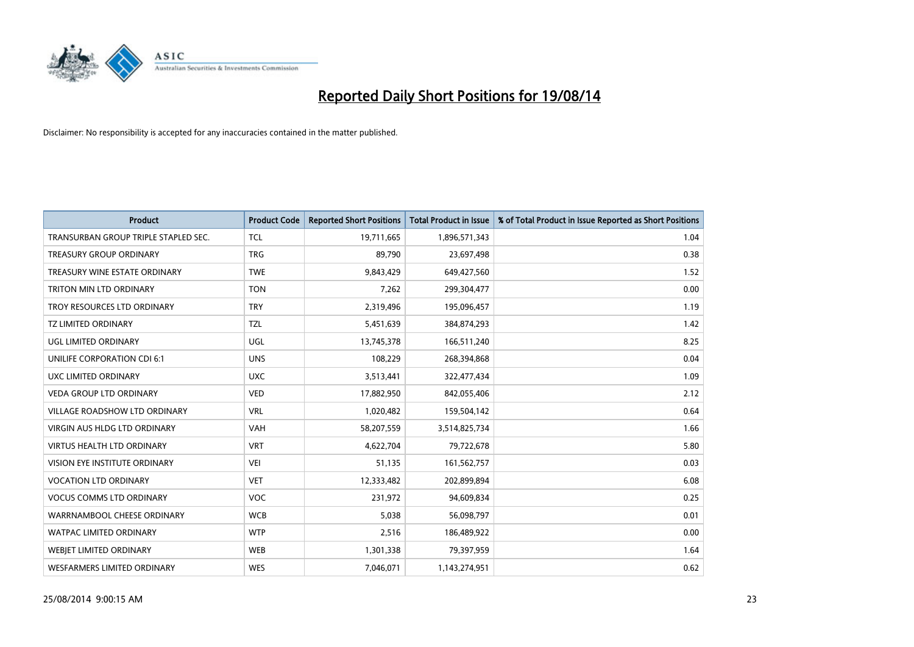# Reported Daily Short Positions for 19/08/14

Disclaimer: No responsibility is accepted for any inaccuracies contained in the matter published.

| Product | Product Code | Reported Short Positions | Total Product in Issue | % of Total Product in Issue Reported as Short Positions |
|---|---|---|---|---|
| TRANSURBAN GROUP TRIPLE STAPLED SEC. | TCL | 19,711,665 | 1,896,571,343 | 1.04 |
| TREASURY GROUP ORDINARY | TRG | 89,790 | 23,697,498 | 0.38 |
| TREASURY WINE ESTATE ORDINARY | TWE | 9,843,429 | 649,427,560 | 1.52 |
| TRITON MIN LTD ORDINARY | TON | 7,262 | 299,304,477 | 0.00 |
| TROY RESOURCES LTD ORDINARY | TRY | 2,319,496 | 195,096,457 | 1.19 |
| TZ LIMITED ORDINARY | TZL | 5,451,639 | 384,874,293 | 1.42 |
| UGL LIMITED ORDINARY | UGL | 13,745,378 | 166,511,240 | 8.25 |
| UNILIFE CORPORATION CDI 6:1 | UNS | 108,229 | 268,394,868 | 0.04 |
| UXC LIMITED ORDINARY | UXC | 3,513,441 | 322,477,434 | 1.09 |
| VEDA GROUP LTD ORDINARY | VED | 17,882,950 | 842,055,406 | 2.12 |
| VILLAGE ROADSHOW LTD ORDINARY | VRL | 1,020,482 | 159,504,142 | 0.64 |
| VIRGIN AUS HLDG LTD ORDINARY | VAH | 58,207,559 | 3,514,825,734 | 1.66 |
| VIRTUS HEALTH LTD ORDINARY | VRT | 4,622,704 | 79,722,678 | 5.80 |
| VISION EYE INSTITUTE ORDINARY | VEI | 51,135 | 161,562,757 | 0.03 |
| VOCATION LTD ORDINARY | VET | 12,333,482 | 202,899,894 | 6.08 |
| VOCUS COMMS LTD ORDINARY | VOC | 231,972 | 94,609,834 | 0.25 |
| WARRNAMBOOL CHEESE ORDINARY | WCB | 5,038 | 56,098,797 | 0.01 |
| WATPAC LIMITED ORDINARY | WTP | 2,516 | 186,489,922 | 0.00 |
| WEBJET LIMITED ORDINARY | WEB | 1,301,338 | 79,397,959 | 1.64 |
| WESFARMERS LIMITED ORDINARY | WES | 7,046,071 | 1,143,274,951 | 0.62 |

25/08/2014 9:00:15 AM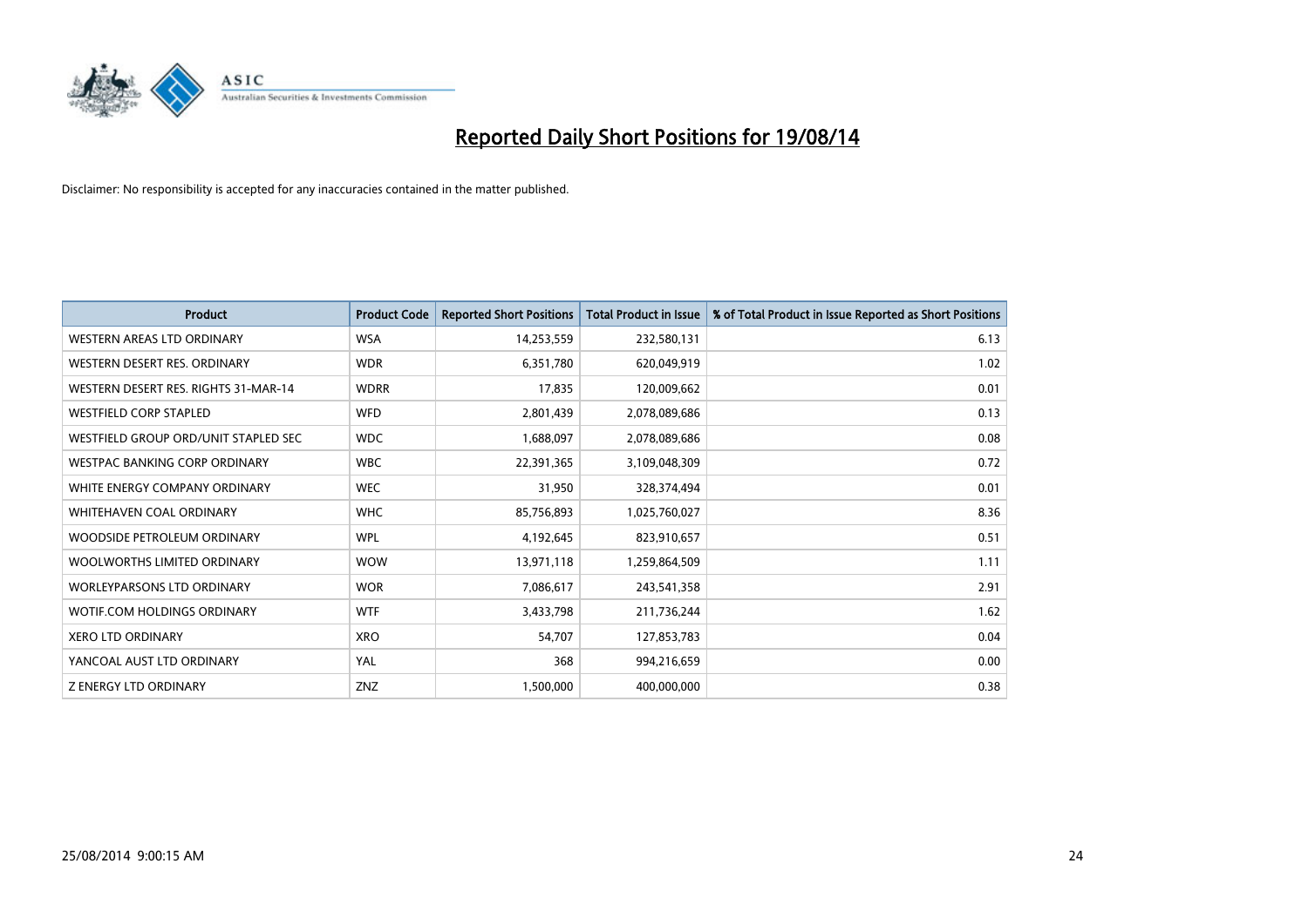# Reported Daily Short Positions for 19/08/14

Disclaimer: No responsibility is accepted for any inaccuracies contained in the matter published.

| Product | Product Code | Reported Short Positions | Total Product in Issue | % of Total Product in Issue Reported as Short Positions |
|---|---|---|---|---|
| WESTERN AREAS LTD ORDINARY | WSA | 14,253,559 | 232,580,131 | 6.13 |
| WESTERN DESERT RES. ORDINARY | WDR | 6,351,780 | 620,049,919 | 1.02 |
| WESTERN DESERT RES. RIGHTS 31-MAR-14 | WDRR | 17,835 | 120,009,662 | 0.01 |
| WESTFIELD CORP STAPLED | WFD | 2,801,439 | 2,078,089,686 | 0.13 |
| WESTFIELD GROUP ORD/UNIT STAPLED SEC | WDC | 1,688,097 | 2,078,089,686 | 0.08 |
| WESTPAC BANKING CORP ORDINARY | WBC | 22,391,365 | 3,109,048,309 | 0.72 |
| WHITE ENERGY COMPANY ORDINARY | WEC | 31,950 | 328,374,494 | 0.01 |
| WHITEHAVEN COAL ORDINARY | WHC | 85,756,893 | 1,025,760,027 | 8.36 |
| WOODSIDE PETROLEUM ORDINARY | WPL | 4,192,645 | 823,910,657 | 0.51 |
| WOOLWORTHS LIMITED ORDINARY | WOW | 13,971,118 | 1,259,864,509 | 1.11 |
| WORLEYPARSONS LTD ORDINARY | WOR | 7,086,617 | 243,541,358 | 2.91 |
| WOTIF.COM HOLDINGS ORDINARY | WTF | 3,433,798 | 211,736,244 | 1.62 |
| XERO LTD ORDINARY | XRO | 54,707 | 127,853,783 | 0.04 |
| YANCOAL AUST LTD ORDINARY | YAL | 368 | 994,216,659 | 0.00 |
| Z ENERGY LTD ORDINARY | ZNZ | 1,500,000 | 400,000,000 | 0.38 |

25/08/2014 9:00:15 AM